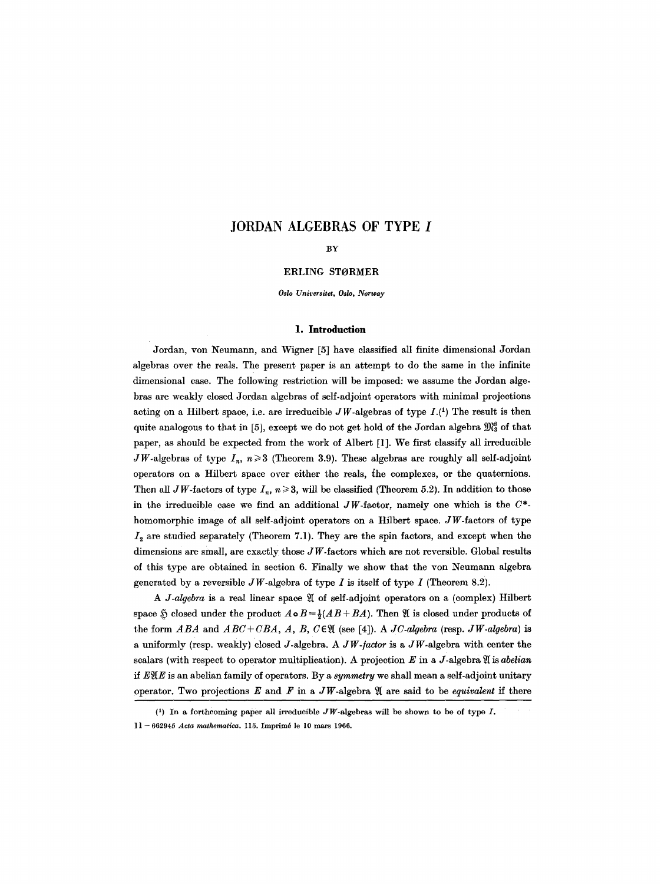# JORDAN ALGEBRAS OF TYPE $I$

BY

ERLING STØRMER

*Oslo Universitet, Oslo, Norway*

## 1. Introduction

Jordan, von Neumann, and Wigner [5] have classified all finite dimensional Jordan algebras over the reals. The present paper is an attempt to do the same in the infinite dimensional case. The following restriction will be imposed: we assume the Jordan algebras are weakly closed Jordan algebras of self-adjoint operators with minimal projections acting on a Hilbert space, i.e. are irreducible $JW$-algebras of type $I$.(1) The result is then quite analogous to that in [5], except we do not get hold of the Jordan algebra $\mathfrak{M}_3^8$ of that paper, as should be expected from the work of Albert [1]. We first classify all irreducible $JW$-algebras of type $I_n$, $n \geqslant 3$ (Theorem 3.9). These algebras are roughly all self-adjoint operators on a Hilbert space over either the reals, the complexes, or the quaternions. Then all $JW$-factors of type $I_n$, $n \geqslant 3$, will be classified (Theorem 5.2). In addition to those in the irreducible case we find an additional $JW$-factor, namely one which is the $C^*$-homomorphic image of all self-adjoint operators on a Hilbert space. $JW$-factors of type $I_2$ are studied separately (Theorem 7.1). They are the spin factors, and except when the dimensions are small, are exactly those $JW$-factors which are not reversible. Global results of this type are obtained in section 6. Finally we show that the von Neumann algebra generated by a reversible $JW$-algebra of type $I$ is itself of type $I$ (Theorem 8.2).

A *J-algebra* is a real linear space $\mathfrak{A}$ of self-adjoint operators on a (complex) Hilbert space $\mathfrak{H}$ closed under the product $A \circ B = \frac{1}{2}(AB + BA)$. Then $\mathfrak{A}$ is closed under products of the form $ABA$ and $ABC + CBA$, $A, B, C \in \mathfrak{A}$ (see [4]). A *JC-algebra* (resp. *JW-algebra*) is a uniformly (resp. weakly) closed $J$-algebra. A *JW-factor* is a $JW$-algebra with center the scalars (with respect to operator multiplication). A projection $E$ in a $J$-algebra $\mathfrak{A}$ is *abelian* if $E\mathfrak{A}E$ is an abelian family of operators. By a *symmetry* we shall mean a self-adjoint unitary operator. Two projections $E$ and $F$ in a $JW$-algebra $\mathfrak{A}$ are said to be *equivalent* if there

(1) In a forthcoming paper all irreducible $JW$-algebras will be shown to be of type $I$.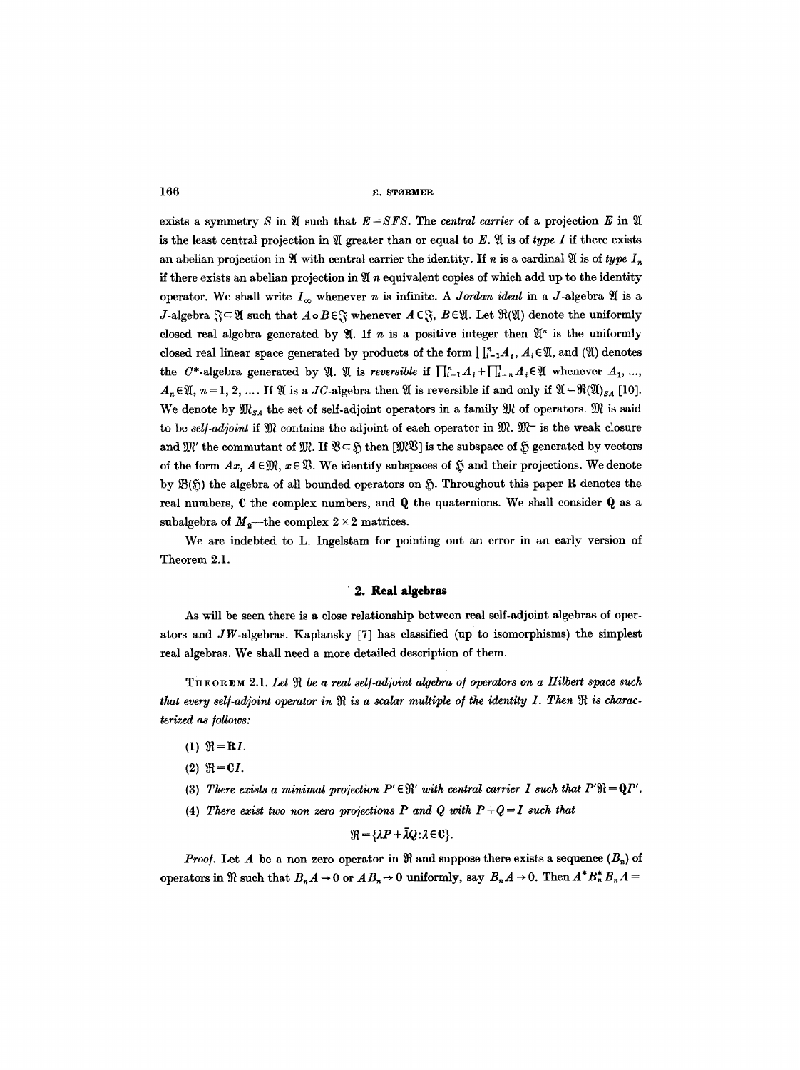exists a symmetry $S$ in $\mathfrak{A}$ such that $E = SFS$. The *central carrier* of a projection $E$ in $\mathfrak{A}$ is the least central projection in $\mathfrak{A}$ greater than or equal to $E$. $\mathfrak{A}$ is of *type I* if there exists an abelian projection in $\mathfrak{A}$ with central carrier the identity. If $n$ is a cardinal $\mathfrak{A}$ is of *type* $I_n$ if there exists an abelian projection in $\mathfrak{A}$ $n$ equivalent copies of which add up to the identity operator. We shall write $I_\infty$ whenever $n$ is infinite. A *Jordan ideal* in a $J$-algebra $\mathfrak{A}$ is a $J$-algebra $\mathfrak{J} \subset \mathfrak{A}$ such that $A \circ B \in \mathfrak{J}$ whenever $A \in \mathfrak{J}$, $B \in \mathfrak{A}$. Let $\mathfrak{R}(\mathfrak{A})$ denote the uniformly closed real algebra generated by $\mathfrak{A}$. If $n$ is a positive integer then $\mathfrak{A}^n$ is the uniformly closed real linear space generated by products of the form $\prod_{i=1}^n A_i$, $A_i \in \mathfrak{A}$, and $(\mathfrak{A})$ denotes the $C^*$-algebra generated by $\mathfrak{A}$. $\mathfrak{A}$ is *reversible* if $\prod_{i=1}^n A_i + \prod_{i=n}^1 A_i \in \mathfrak{A}$ whenever $A_1, \ldots, A_n \in \mathfrak{A}$, $n = 1, 2, \ldots$. If $\mathfrak{A}$ is a $JC$-algebra then $\mathfrak{A}$ is reversible if and only if $\mathfrak{A} = \mathfrak{R}(\mathfrak{A})_{SA}$ [10]. We denote by $\mathfrak{M}_{SA}$ the set of self-adjoint operators in a family $\mathfrak{M}$ of operators. $\mathfrak{M}$ is said to be *self-adjoint* if $\mathfrak{M}$ contains the adjoint of each operator in $\mathfrak{M}$. $\mathfrak{M}^-$ is the weak closure and $\mathfrak{M}'$ the commutant of $\mathfrak{M}$. If $\mathfrak{V} \subset \mathfrak{H}$ then $[\mathfrak{M}\mathfrak{V}]$ is the subspace of $\mathfrak{H}$ generated by vectors of the form $Ax$, $A \in \mathfrak{M}$, $x \in \mathfrak{V}$. We identify subspaces of $\mathfrak{H}$ and their projections. We denote by $\mathfrak{B}(\mathfrak{H})$ the algebra of all bounded operators on $\mathfrak{H}$. Throughout this paper $\mathbf{R}$ denotes the real numbers, $\mathbf{C}$ the complex numbers, and $\mathbf{Q}$ the quaternions. We shall consider $\mathbf{Q}$ as a subalgebra of $M_2$—the complex $2 \times 2$ matrices.

We are indebted to L. Ingelstam for pointing out an error in an early version of Theorem 2.1.

## 2. Real algebras

As will be seen there is a close relationship between real self-adjoint algebras of operators and $JW$-algebras. Kaplansky [7] has classified (up to isomorphisms) the simplest real algebras. We shall need a more detailed description of them.

THEOREM 2.1. *Let $\mathfrak{R}$ be a real self-adjoint algebra of operators on a Hilbert space such that every self-adjoint operator in $\mathfrak{R}$ is a scalar multiple of the identity $I$. Then $\mathfrak{R}$ is characterized as follows:*

(1) $\mathfrak{R} = \mathbf{R}I$.

(2) $\mathfrak{R} = \mathbf{C}I$.

(3) *There exists a minimal projection $P' \in \mathfrak{R}'$ with central carrier $I$ such that $P'\mathfrak{R} = \mathbf{Q}P'$.*

(4) *There exist two non zero projections $P$ and $Q$ with $P + Q = I$ such that*

$$\mathfrak{R} = \{\lambda P + \bar{\lambda} Q : \lambda \in \mathbf{C}\}.$$

*Proof.* Let $A$ be a non zero operator in $\mathfrak{R}$ and suppose there exists a sequence $(B_n)$ of operators in $\mathfrak{R}$ such that $B_n A \to 0$ or $AB_n \to 0$ uniformly, say $B_n A \to 0$. Then $A^* B_n^* B_n A =$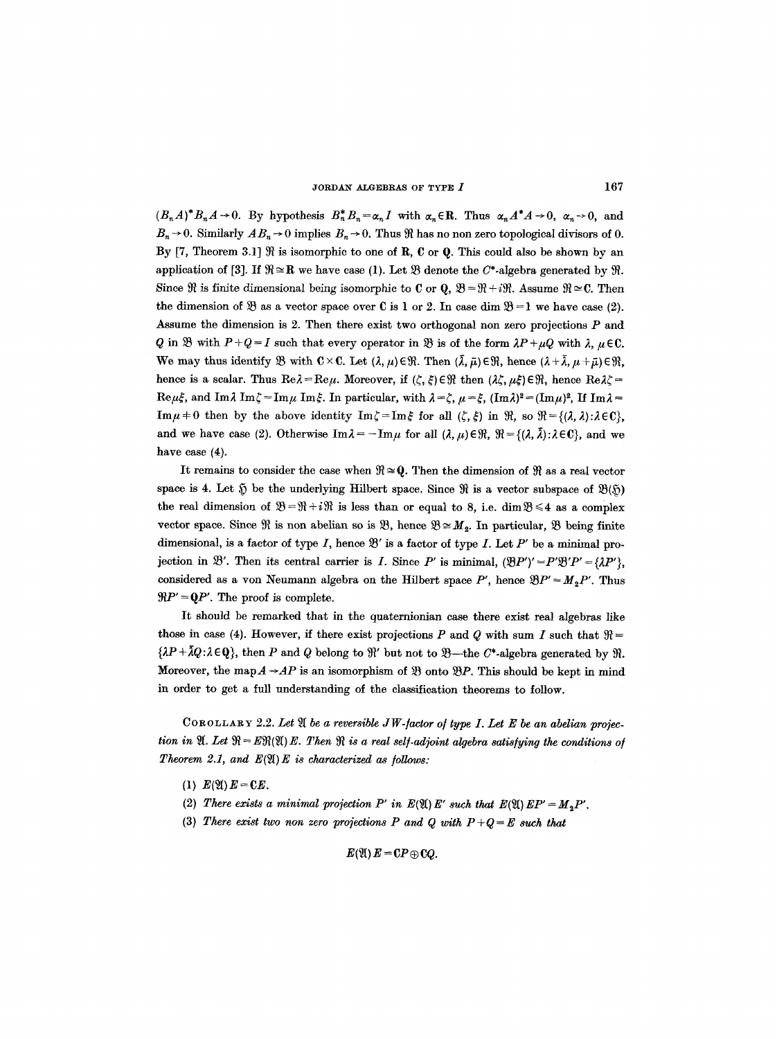$(B_n A)^* B_n A \to 0$. By hypothesis $B_n^* B_n = \alpha_n I$ with $\alpha_n \in \mathbf{R}$. Thus $\alpha_n A^* A \to 0$, $\alpha_n \to 0$, and $B_n \to 0$. Similarly $AB_n \to 0$ implies $B_n \to 0$. Thus $\mathfrak{R}$ has no non zero topological divisors of 0. By [7, Theorem 3.1] $\mathfrak{R}$ is isomorphic to one of $\mathbf{R}$, $\mathbf{C}$ or $\mathbf{Q}$. This could also be shown by an application of [3]. If $\mathfrak{R} \cong \mathbf{R}$ we have case (1). Let $\mathfrak{B}$ denote the $C^*$-algebra generated by $\mathfrak{R}$. Since $\mathfrak{R}$ is finite dimensional being isomorphic to $\mathbf{C}$ or $\mathbf{Q}$, $\mathfrak{B} = \mathfrak{R} + i\mathfrak{R}$. Assume $\mathfrak{R} \cong \mathbf{C}$. Then the dimension of $\mathfrak{B}$ as a vector space over $\mathbf{C}$ is 1 or 2. In case $\dim \mathfrak{B} = 1$ we have case (2). Assume the dimension is 2. Then there exist two orthogonal non zero projections $P$ and $Q$ in $\mathfrak{B}$ with $P + Q = I$ such that every operator in $\mathfrak{B}$ is of the form $\lambda P + \mu Q$ with $\lambda, \mu \in \mathbf{C}$. We may thus identify $\mathfrak{B}$ with $\mathbf{C} \times \mathbf{C}$. Let $(\lambda, \mu) \in \mathfrak{R}$. Then $(\bar{\lambda}, \bar{\mu}) \in \mathfrak{R}$, hence $(\lambda + \bar{\lambda}, \mu + \bar{\mu}) \in \mathfrak{R}$, hence is a scalar. Thus $\operatorname{Re}\lambda = \operatorname{Re}\mu$. Moreover, if $(\zeta, \xi) \in \mathfrak{R}$ then $(\lambda\zeta, \mu\xi) \in \mathfrak{R}$, hence $\operatorname{Re}\lambda\zeta = \operatorname{Re}\mu\xi$, and $\operatorname{Im}\lambda \operatorname{Im}\zeta = \operatorname{Im}\mu \operatorname{Im}\xi$. In particular, with $\lambda = \zeta$, $\mu = \xi$, $(\operatorname{Im}\lambda)^2 = (\operatorname{Im}\mu)^2$, If $\operatorname{Im}\lambda = \operatorname{Im}\mu \neq 0$ then by the above identity $\operatorname{Im}\zeta = \operatorname{Im}\xi$ for all $(\zeta, \xi)$ in $\mathfrak{R}$, so $\mathfrak{R} = \{(\lambda, \lambda) : \lambda \in \mathbf{C}\}$, and we have case (2). Otherwise $\operatorname{Im}\lambda = -\operatorname{Im}\mu$ for all $(\lambda, \mu) \in \mathfrak{R}$, $\mathfrak{R} = \{(\lambda, \bar{\lambda}) : \lambda \in \mathbf{C}\}$, and we have case (4).

It remains to consider the case when $\mathfrak{R} \cong \mathbf{Q}$. Then the dimension of $\mathfrak{R}$ as a real vector space is 4. Let $\mathfrak{H}$ be the underlying Hilbert space. Since $\mathfrak{R}$ is a vector subspace of $\mathfrak{B}(\mathfrak{H})$ the real dimension of $\mathfrak{B} = \mathfrak{R} + i\mathfrak{R}$ is less than or equal to 8, i.e. $\dim \mathfrak{B} \leqslant 4$ as a complex vector space. Since $\mathfrak{R}$ is non abelian so is $\mathfrak{B}$, hence $\mathfrak{B} \cong M_2$. In particular, $\mathfrak{B}$ being finite dimensional, is a factor of type $I$, hence $\mathfrak{B}'$ is a factor of type $I$. Let $P'$ be a minimal projection in $\mathfrak{B}'$. Then its central carrier is $I$. Since $P'$ is minimal, $(\mathfrak{B}P')' = P'\mathfrak{B}'P' = \{\lambda P'\}$, considered as a von Neumann algebra on the Hilbert space $P'$, hence $\mathfrak{B}P' = M_2 P'$. Thus $\mathfrak{R}P' = \mathbf{Q}P'$. The proof is complete.

It should be remarked that in the quaternionian case there exist real algebras like those in case (4). However, if there exist projections $P$ and $Q$ with sum $I$ such that $\mathfrak{R} = \{\lambda P + \bar{\lambda} Q : \lambda \in \mathbf{Q}\}$, then $P$ and $Q$ belong to $\mathfrak{R}'$ but not to $\mathfrak{B}$—the $C^*$-algebra generated by $\mathfrak{R}$. Moreover, the map $A \to AP$ is an isomorphism of $\mathfrak{B}$ onto $\mathfrak{B}P$. This should be kept in mind in order to get a full understanding of the classification theorems to follow.

COROLLARY 2.2. *Let $\mathfrak{A}$ be a reversible JW-factor of type I. Let $E$ be an abelian projection in $\mathfrak{A}$. Let $\mathfrak{R} = E\mathfrak{R}(\mathfrak{A})E$. Then $\mathfrak{R}$ is a real self-adjoint algebra satisfying the conditions of Theorem 2.1, and $E(\mathfrak{A})E$ is characterized as follows:*

(1) *$E(\mathfrak{A})E = \mathbf{C}E$.*

(2) *There exists a minimal projection $P'$ in $E(\mathfrak{A})E'$ such that $E(\mathfrak{A})EP' = M_2 P'$.*

(3) *There exist two non zero projections $P$ and $Q$ with $P + Q = E$ such that*

$$E(\mathfrak{A})E = \mathbf{C}P \oplus \mathbf{C}Q.$$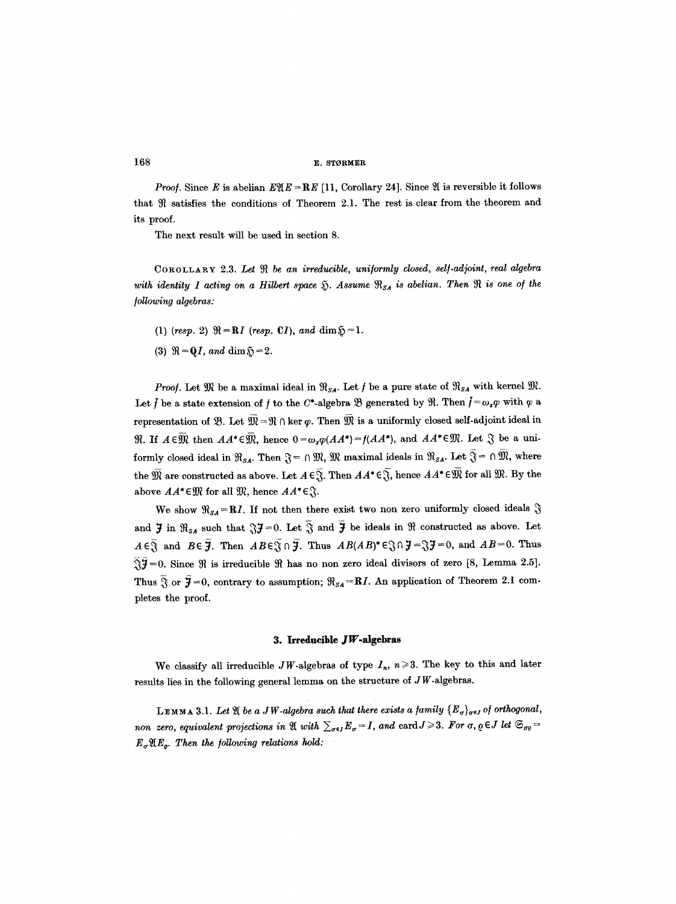*Proof.* Since $E$ is abelian $E\mathfrak{A}E = \mathbf{R}E$ [11, Corollary 24]. Since $\mathfrak{A}$ is reversible it follows that $\mathfrak{R}$ satisfies the conditions of Theorem 2.1. The rest is clear from the theorem and its proof.

The next result will be used in section 8.

COROLLARY 2.3. *Let $\mathfrak{R}$ be an irreducible, uniformly closed, self-adjoint, real algebra with identity $I$ acting on a Hilbert space $\mathfrak{H}$. Assume $\mathfrak{R}_{SA}$ is abelian. Then $\mathfrak{R}$ is one of the following algebras:*

(1) (*resp.* 2) $\mathfrak{R} = \mathbf{R}I$ (*resp.* $\mathbf{C}I$), *and* $\dim \mathfrak{H} = 1$.

(3) $\mathfrak{R} = \mathbf{Q}I$, *and* $\dim \mathfrak{H} = 2$.

*Proof.* Let $\mathfrak{M}$ be a maximal ideal in $\mathfrak{R}_{SA}$. Let $f$ be a pure state of $\mathfrak{R}_{SA}$ with kernel $\mathfrak{M}$. Let $\bar{f}$ be a state extension of $f$ to the $C^*$-algebra $\mathfrak{B}$ generated by $\mathfrak{R}$. Then $\bar{f} = \omega_x \varphi$ with $\varphi$ a representation of $\mathfrak{B}$. Let $\overline{\mathfrak{M}} = \mathfrak{R} \cap \ker \varphi$. Then $\overline{\mathfrak{M}}$ is a uniformly closed self-adjoint ideal in $\mathfrak{R}$. If $A \in \overline{\mathfrak{M}}$ then $AA^* \in \overline{\mathfrak{M}}$, hence $0 = \omega_x \varphi(AA^*) = f(AA^*)$, and $AA^* \in \mathfrak{M}$. Let $\mathfrak{J}$ be a uniformly closed ideal in $\mathfrak{R}_{SA}$. Then $\mathfrak{J} = \cap \mathfrak{M}$, $\mathfrak{M}$ maximal ideals in $\mathfrak{R}_{SA}$. Let $\bar{\mathfrak{J}} = \cap \overline{\mathfrak{M}}$, where the $\overline{\mathfrak{M}}$ are constructed as above. Let $A \in \bar{\mathfrak{J}}$. Then $AA^* \in \bar{\mathfrak{J}}$, hence $AA^* \in \overline{\mathfrak{M}}$ for all $\mathfrak{M}$. By the above $AA^* \in \mathfrak{M}$ for all $\mathfrak{M}$, hence $AA^* \in \mathfrak{J}$.

We show $\mathfrak{R}_{SA} = \mathbf{R}I$. If not then there exist two non zero uniformly closed ideals $\mathfrak{J}$ and $\mathfrak{F}$ in $\mathfrak{R}_{SA}$ such that $\mathfrak{J}\mathfrak{F} = 0$. Let $\bar{\mathfrak{J}}$ and $\bar{\mathfrak{F}}$ be ideals in $\mathfrak{R}$ constructed as above. Let $A \in \bar{\mathfrak{J}}$ and $B \in \bar{\mathfrak{F}}$. Then $AB \in \bar{\mathfrak{J}} \cap \bar{\mathfrak{F}}$. Thus $AB(AB)^* \in \mathfrak{J} \cap \mathfrak{F} = \mathfrak{J}\mathfrak{F} = 0$, and $AB = 0$. Thus $\bar{\mathfrak{J}}\bar{\mathfrak{F}} = 0$. Since $\mathfrak{R}$ is irreducible $\mathfrak{R}$ has no non zero ideal divisors of zero [8, Lemma 2.5]. Thus $\bar{\mathfrak{J}}$ or $\bar{\mathfrak{F}} = 0$, contrary to assumption; $\mathfrak{R}_{SA} = \mathbf{R}I$. An application of Theorem 2.1 completes the proof.

## 3. Irreducible *JW*-algebras

We classify all irreducible $JW$-algebras of type $I_n$, $n \geq 3$. The key to this and later results lies in the following general lemma on the structure of $JW$-algebras.

LEMMA 3.1. *Let $\mathfrak{A}$ be a JW-algebra such that there exists a family $\{E_\sigma\}_{\sigma \in J}$ of orthogonal, non zero, equivalent projections in $\mathfrak{A}$ with $\sum_{\sigma \in J} E_\sigma = I$, and $\operatorname{card} J \geq 3$. For $\sigma, \varrho \in J$ let $\mathfrak{S}_{\sigma\varrho} = E_\sigma \mathfrak{A} E_\varrho$. Then the following relations hold:*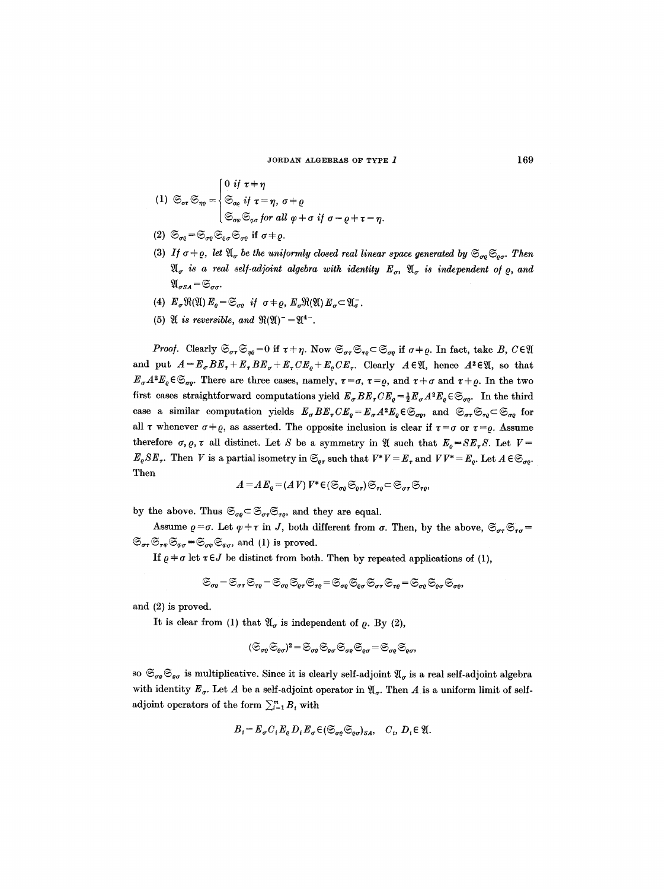(1) $\mathfrak{S}_{\sigma\tau}\mathfrak{S}_{\eta\varrho} = \begin{cases} 0 \text{ if } \tau \neq \eta \\ \mathfrak{S}_{\sigma\varrho} \text{ if } \tau = \eta,\ \sigma \neq \varrho \\ \mathfrak{S}_{\sigma\varphi}\mathfrak{S}_{\varphi\sigma} \text{ for all } \varphi \neq \sigma \text{ if } \sigma = \varrho \neq \tau = \eta. \end{cases}$

(2) $\mathfrak{S}_{\sigma\varrho} = \mathfrak{S}_{\sigma\varrho}\mathfrak{S}_{\varrho\sigma}\mathfrak{S}_{\sigma\varrho}$ if $\sigma \neq \varrho$.

(3) *If* $\sigma \neq \varrho$, *let* $\mathfrak{A}_\sigma$ *be the uniformly closed real linear space generated by* $\mathfrak{S}_{\sigma\varrho}\mathfrak{S}_{\varrho\sigma}$. *Then* $\mathfrak{A}_\sigma$ *is a real self-adjoint algebra with identity* $E_\sigma$, $\mathfrak{A}_\sigma$ *is independent of* $\varrho$, *and* $\mathfrak{A}_{\sigma SA} = \mathfrak{S}_{\sigma\sigma}$.

(4) $E_\sigma \mathfrak{R}(\mathfrak{A}) E_\varrho = \mathfrak{S}_{\sigma\varrho}$ *if* $\sigma \neq \varrho$, $E_\sigma \mathfrak{R}(\mathfrak{A}) E_\sigma \subset \mathfrak{A}_\sigma^-$.

(5) $\mathfrak{A}$ *is reversible, and* $\mathfrak{R}(\mathfrak{A})^- = \mathfrak{A}^{\natural -}$.

*Proof.* Clearly $\mathfrak{S}_{\sigma\tau}\mathfrak{S}_{\eta\varrho} = 0$ if $\tau \neq \eta$. Now $\mathfrak{S}_{\sigma\tau}\mathfrak{S}_{\tau\varrho} \subset \mathfrak{S}_{\sigma\varrho}$ if $\sigma \neq \varrho$. In fact, take $B, C \in \mathfrak{A}$ and put $A = E_\sigma B E_\tau + E_\tau B E_\sigma + E_\tau C E_\varrho + E_\varrho C E_\tau$. Clearly $A \in \mathfrak{A}$, hence $A^2 \in \mathfrak{A}$, so that $E_\sigma A^2 E_\varrho \in \mathfrak{S}_{\sigma\varrho}$. There are three cases, namely, $\tau = \sigma$, $\tau = \varrho$, and $\tau \neq \sigma$ and $\tau \neq \varrho$. In the two first cases straightforward computations yield $E_\sigma B E_\tau C E_\varrho = \frac{1}{2} E_\sigma A^2 E_\varrho \in \mathfrak{S}_{\sigma\varrho}$. In the third case a similar computation yields $E_\sigma B E_\tau C E_\varrho = E_\sigma A^2 E_\varrho \in \mathfrak{S}_{\sigma\varrho}$, and $\mathfrak{S}_{\sigma\tau}\mathfrak{S}_{\tau\varrho} \subset \mathfrak{S}_{\sigma\varrho}$ for all $\tau$ whenever $\sigma \neq \varrho$, as asserted. The opposite inclusion is clear if $\tau = \sigma$ or $\tau = \varrho$. Assume therefore $\sigma, \varrho, \tau$ all distinct. Let $S$ be a symmetry in $\mathfrak{A}$ such that $E_\varrho = S E_\tau S$. Let $V = E_\varrho S E_\tau$. Then $V$ is a partial isometry in $\mathfrak{S}_{\varrho\tau}$ such that $V^* V = E_\tau$ and $V V^* = E_\varrho$. Let $A \in \mathfrak{S}_{\sigma\varrho}$. Then

$$A = A E_\varrho = (A V) V^* \in (\mathfrak{S}_{\sigma\varrho}\mathfrak{S}_{\varrho\tau})\mathfrak{S}_{\tau\varrho} \subset \mathfrak{S}_{\sigma\tau}\mathfrak{S}_{\tau\varrho},$$

by the above. Thus $\mathfrak{S}_{\sigma\varrho} \subset \mathfrak{S}_{\sigma\tau}\mathfrak{S}_{\tau\varrho}$, and they are equal.

Assume $\varrho = \sigma$. Let $\varphi \neq \tau$ in $J$, both different from $\sigma$. Then, by the above, $\mathfrak{S}_{\sigma\tau}\mathfrak{S}_{\tau\sigma} = \mathfrak{S}_{\sigma\tau}\mathfrak{S}_{\tau\varphi}\mathfrak{S}_{\varphi\sigma} = \mathfrak{S}_{\sigma\varphi}\mathfrak{S}_{\varphi\sigma}$, and (1) is proved.

If $\varrho \neq \sigma$ let $\tau \in J$ be distinct from both. Then by repeated applications of (1),

$$\mathfrak{S}_{\sigma\varrho} = \mathfrak{S}_{\sigma\tau}\mathfrak{S}_{\tau\varrho} = \mathfrak{S}_{\sigma\varrho}\mathfrak{S}_{\varrho\tau}\mathfrak{S}_{\tau\varrho} = \mathfrak{S}_{\sigma\varrho}\mathfrak{S}_{\varrho\sigma}\mathfrak{S}_{\sigma\tau}\mathfrak{S}_{\tau\varrho} = \mathfrak{S}_{\sigma\varrho}\mathfrak{S}_{\varrho\sigma}\mathfrak{S}_{\sigma\varrho},$$

and (2) is proved.

It is clear from (1) that $\mathfrak{A}_\sigma$ is independent of $\varrho$. By (2),

$$(\mathfrak{S}_{\sigma\varrho}\mathfrak{S}_{\varrho\sigma})^2 = \mathfrak{S}_{\sigma\varrho}\mathfrak{S}_{\varrho\sigma}\mathfrak{S}_{\sigma\varrho}\mathfrak{S}_{\varrho\sigma} = \mathfrak{S}_{\sigma\varrho}\mathfrak{S}_{\varrho\sigma},$$

so $\mathfrak{S}_{\sigma\varrho}\mathfrak{S}_{\varrho\sigma}$ is multiplicative. Since it is clearly self-adjoint $\mathfrak{A}_\sigma$ is a real self-adjoint algebra with identity $E_\sigma$. Let $A$ be a self-adjoint operator in $\mathfrak{A}_\sigma$. Then $A$ is a uniform limit of self-adjoint operators of the form $\sum_{i=1}^m B_i$ with

$$B_i = E_\sigma C_i E_\varrho D_i E_\sigma \in (\mathfrak{S}_{\sigma\varrho}\mathfrak{S}_{\varrho\sigma})_{SA}, \quad C_i, D_i \in \mathfrak{A}.$$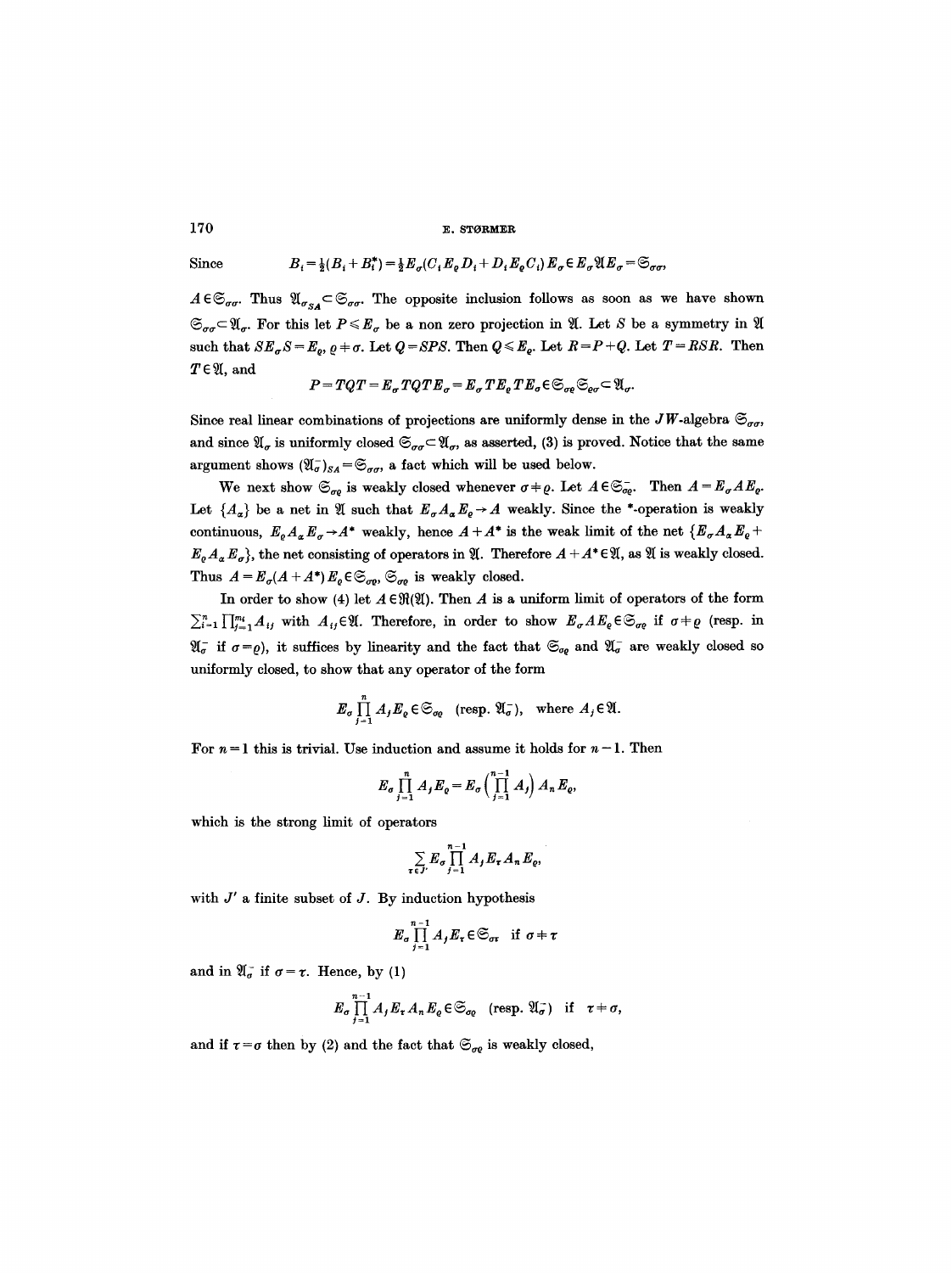Since
$$B_i = \tfrac{1}{2}(B_i + B_i^*) = \tfrac{1}{2}E_\sigma(C_i E_\varrho D_i + D_i E_\varrho C_i)E_\sigma \in E_\sigma \mathfrak{A} E_\sigma = \mathfrak{S}_{\sigma\sigma},$$

$A \in \mathfrak{S}_{\sigma\sigma}$. Thus $\mathfrak{A}_{\sigma_{SA}} \subset \mathfrak{S}_{\sigma\sigma}$. The opposite inclusion follows as soon as we have shown $\mathfrak{S}_{\sigma\sigma} \subset \mathfrak{A}_\sigma$. For this let $P \leqslant E_\sigma$ be a non zero projection in $\mathfrak{A}$. Let $S$ be a symmetry in $\mathfrak{A}$ such that $SE_\sigma S = E_\varrho$, $\varrho \neq \sigma$. Let $Q = SPS$. Then $Q \leqslant E_\varrho$. Let $R = P + Q$. Let $T = RSR$. Then $T \in \mathfrak{A}$, and

$$P = TQT = E_\sigma TQTE_\sigma = E_\sigma TE_\varrho TE_\sigma \in \mathfrak{S}_{\sigma\varrho}\mathfrak{S}_{\varrho\sigma} \subset \mathfrak{A}_\sigma.$$

Since real linear combinations of projections are uniformly dense in the $JW$-algebra $\mathfrak{S}_{\sigma\sigma}$, and since $\mathfrak{A}_\sigma$ is uniformly closed $\mathfrak{S}_{\sigma\sigma} \subset \mathfrak{A}_\sigma$, as asserted, (3) is proved. Notice that the same argument shows $(\mathfrak{A}_\sigma^-)_{SA} = \mathfrak{S}_{\sigma\sigma}$, a fact which will be used below.

We next show $\mathfrak{S}_{\sigma\varrho}$ is weakly closed whenever $\sigma \neq \varrho$. Let $A \in \mathfrak{S}_{\sigma\varrho}^-$. Then $A = E_\sigma A E_\varrho$. Let $\{A_\alpha\}$ be a net in $\mathfrak{A}$ such that $E_\sigma A_\alpha E_\varrho \to A$ weakly. Since the $*$-operation is weakly continuous, $E_\varrho A_\alpha E_\sigma \to A^*$ weakly, hence $A + A^*$ is the weak limit of the net $\{E_\sigma A_\alpha E_\varrho + E_\varrho A_\alpha E_\sigma\}$, the net consisting of operators in $\mathfrak{A}$. Therefore $A + A^* \in \mathfrak{A}$, as $\mathfrak{A}$ is weakly closed. Thus $A = E_\sigma(A + A^*)E_\varrho \in \mathfrak{S}_{\sigma\varrho}$, $\mathfrak{S}_{\sigma\varrho}$ is weakly closed.

In order to show (4) let $A \in \mathfrak{R}(\mathfrak{A})$. Then $A$ is a uniform limit of operators of the form $\sum_{i=1}^n \prod_{j=1}^{m_i} A_{ij}$ with $A_{ij} \in \mathfrak{A}$. Therefore, in order to show $E_\sigma A E_\varrho \in \mathfrak{S}_{\sigma\varrho}$ if $\sigma \neq \varrho$ (resp. in $\mathfrak{A}_\sigma^-$ if $\sigma = \varrho$), it suffices by linearity and the fact that $\mathfrak{S}_{\sigma\varrho}$ and $\mathfrak{A}_\sigma^-$ are weakly closed so uniformly closed, to show that any operator of the form

$$E_\sigma \prod_{j=1}^n A_j E_\varrho \in \mathfrak{S}_{\sigma\varrho} \quad (\text{resp. } \mathfrak{A}_\sigma^-), \quad \text{where } A_j \in \mathfrak{A}.$$

For $n = 1$ this is trivial. Use induction and assume it holds for $n - 1$. Then

$$E_\sigma \prod_{j=1}^n A_j E_\varrho = E_\sigma \left(\prod_{j=1}^{n-1} A_j\right) A_n E_\varrho,$$

which is the strong limit of operators

$$\sum_{\tau \in J'} E_\sigma \prod_{j=1}^{n-1} A_j E_\tau A_n E_\varrho,$$

with $J'$ a finite subset of $J$. By induction hypothesis

$$E_\sigma \prod_{j=1}^{n-1} A_j E_\tau \in \mathfrak{S}_{\sigma\tau} \quad \text{if } \sigma \neq \tau$$

and in $\mathfrak{A}_\sigma^-$ if $\sigma = \tau$. Hence, by (1)

$$E_\sigma \prod_{j=1}^{n-1} A_j E_\tau A_n E_\varrho \in \mathfrak{S}_{\sigma\varrho} \quad (\text{resp. } \mathfrak{A}_\sigma^-) \quad \text{if} \quad \tau \neq \sigma,$$

and if $\tau = \sigma$ then by (2) and the fact that $\mathfrak{S}_{\sigma\varrho}$ is weakly closed,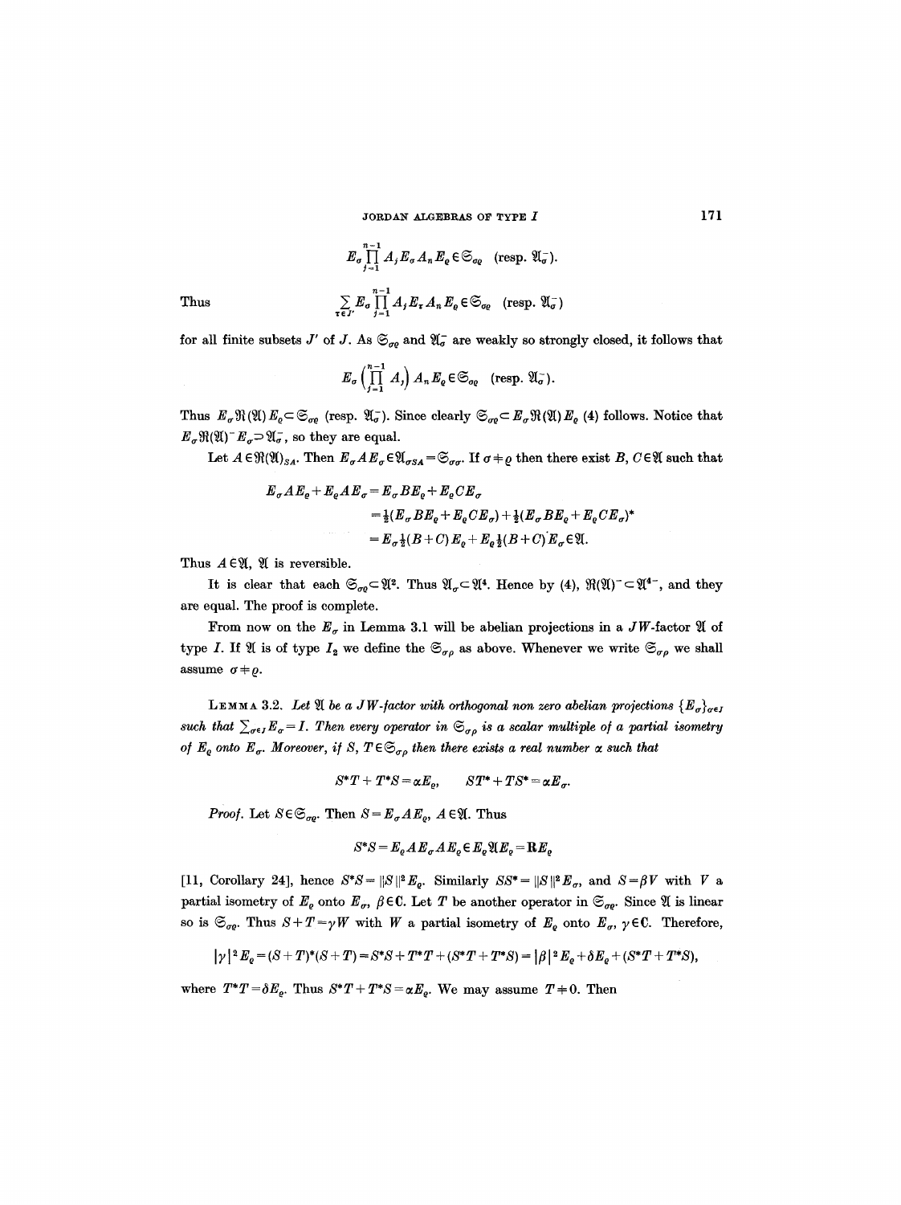$$E_\sigma \prod_{j=1}^{n-1} A_j E_\sigma A_n E_\varrho \in \mathfrak{S}_{\sigma\varrho} \quad (\text{resp. } \mathfrak{A}_\sigma^-).$$

Thus
$$\sum_{\tau \in J'} E_\sigma \prod_{j=1}^{n-1} A_j E_\tau A_n E_\varrho \in \mathfrak{S}_{\sigma\varrho} \quad (\text{resp. } \mathfrak{A}_\sigma^-)$$

for all finite subsets $J'$ of $J$. As $\mathfrak{S}_{\sigma\varrho}$ and $\mathfrak{A}_\sigma^-$ are weakly so strongly closed, it follows that

$$E_\sigma \left(\prod_{j=1}^{n-1} A_j\right) A_n E_\varrho \in \mathfrak{S}_{\sigma\varrho} \quad (\text{resp. } \mathfrak{A}_\sigma^-).$$

Thus $E_\sigma \mathfrak{R}(\mathfrak{A}) E_\varrho \subset \mathfrak{S}_{\sigma\varrho}$ (resp. $\mathfrak{A}_\sigma^-$). Since clearly $\mathfrak{S}_{\sigma\varrho} \subset E_\sigma \mathfrak{R}(\mathfrak{A}) E_\varrho$ (4) follows. Notice that $E_\sigma \mathfrak{R}(\mathfrak{A})^- E_\sigma \supset \mathfrak{A}_\sigma^-$, so they are equal.

Let $A \in \mathfrak{R}(\mathfrak{A})_{SA}$. Then $E_\sigma A E_\sigma \in \mathfrak{A}_{\sigma SA} = \mathfrak{S}_{\sigma\sigma}$. If $\sigma \neq \varrho$ then there exist $B, C \in \mathfrak{A}$ such that

$$\begin{aligned} E_\sigma A E_\varrho + E_\varrho A E_\sigma &= E_\sigma B E_\varrho + E_\varrho C E_\sigma \\ &= \tfrac{1}{2}(E_\sigma B E_\varrho + E_\varrho C E_\sigma) + \tfrac{1}{2}(E_\sigma B E_\varrho + E_\varrho C E_\sigma)^* \\ &= E_\sigma \tfrac{1}{2}(B + C) E_\varrho + E_\varrho \tfrac{1}{2}(B + C) E_\sigma \in \mathfrak{A}. \end{aligned}$$

Thus $A \in \mathfrak{A}$, $\mathfrak{A}$ is reversible.

It is clear that each $\mathfrak{S}_{\sigma\varrho} \subset \mathfrak{A}^2$. Thus $\mathfrak{A}_\sigma \subset \mathfrak{A}^4$. Hence by (4), $\mathfrak{R}(\mathfrak{A})^- \subset \mathfrak{A}^{4-}$, and they are equal. The proof is complete.

From now on the $E_\sigma$ in Lemma 3.1 will be abelian projections in a $JW$-factor $\mathfrak{A}$ of type $I$. If $\mathfrak{A}$ is of type $I_2$ we define the $\mathfrak{S}_{\sigma\rho}$ as above. Whenever we write $\mathfrak{S}_{\sigma\rho}$ we shall assume $\sigma \neq \varrho$.

LEMMA 3.2. *Let $\mathfrak{A}$ be a $JW$-factor with orthogonal non zero abelian projections $\{E_\sigma\}_{\sigma \in J}$ such that $\sum_{\sigma \in J} E_\sigma = I$. Then every operator in $\mathfrak{S}_{\sigma\rho}$ is a scalar multiple of a partial isometry of $E_\varrho$ onto $E_\sigma$. Moreover, if $S, T \in \mathfrak{S}_{\sigma\rho}$ then there exists a real number $\alpha$ such that*

$$S^*T + T^*S = \alpha E_\varrho, \qquad ST^* + TS^* = \alpha E_\sigma.$$

*Proof.* Let $S \in \mathfrak{S}_{\sigma\varrho}$. Then $S = E_\sigma A E_\varrho$, $A \in \mathfrak{A}$. Thus

$$S^*S = E_\varrho A E_\sigma A E_\varrho \in E_\varrho \mathfrak{A} E_\varrho = \mathbf{R} E_\varrho$$

[11, Corollary 24], hence $S^*S = \|S\|^2 E_\varrho$. Similarly $SS^* = \|S\|^2 E_\sigma$, and $S = \beta V$ with $V$ a partial isometry of $E_\varrho$ onto $E_\sigma$, $\beta \in \mathbf{C}$. Let $T$ be another operator in $\mathfrak{S}_{\sigma\varrho}$. Since $\mathfrak{A}$ is linear so is $\mathfrak{S}_{\sigma\varrho}$. Thus $S + T = \gamma W$ with $W$ a partial isometry of $E_\varrho$ onto $E_\sigma$, $\gamma \in \mathbf{C}$. Therefore,

$$|\gamma|^2 E_\varrho = (S+T)^*(S+T) = S^*S + T^*T + (S^*T + T^*S) = |\beta|^2 E_\varrho + \delta E_\varrho + (S^*T + T^*S),$$

where $T^*T = \delta E_\varrho$. Thus $S^*T + T^*S = \alpha E_\varrho$. We may assume $T \neq 0$. Then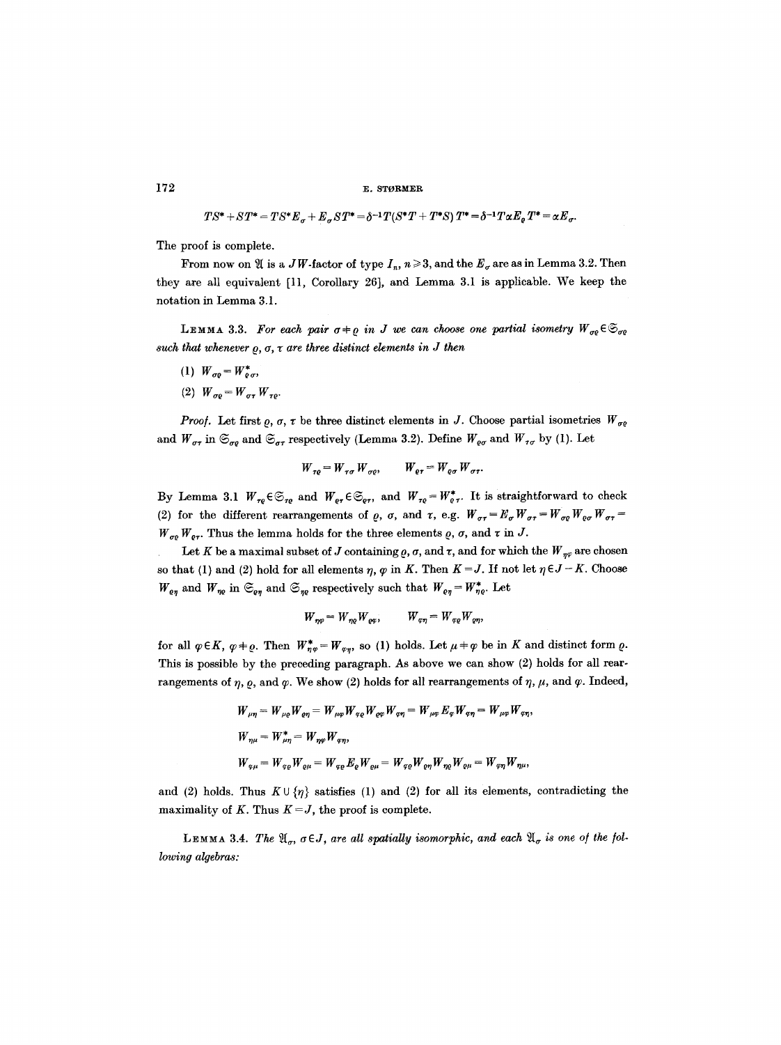$$TS^* + ST^* = TS^*E_\sigma + E_\sigma ST^* = \delta^{-1}T(S^*T + T^*S)T^* = \delta^{-1}T\alpha E_\varrho T^* = \alpha E_\sigma.$$

The proof is complete.

From now on $\mathfrak{A}$ is a $JW$-factor of type $I_n$, $n \geq 3$, and the $E_\sigma$ are as in Lemma 3.2. Then they are all equivalent [11, Corollary 26], and Lemma 3.1 is applicable. We keep the notation in Lemma 3.1.

LEMMA 3.3. *For each pair $\sigma \neq \varrho$ in $J$ we can choose one partial isometry $W_{\sigma\varrho} \in \mathfrak{S}_{\sigma\varrho}$ such that whenever $\varrho, \sigma, \tau$ are three distinct elements in $J$ then*

(1) $W_{\sigma\varrho} = W^*_{\varrho\sigma}$,

(2) $W_{\sigma\varrho} = W_{\sigma\tau} W_{\tau\varrho}$.

*Proof.* Let first $\varrho, \sigma, \tau$ be three distinct elements in $J$. Choose partial isometries $W_{\sigma\varrho}$ and $W_{\sigma\tau}$ in $\mathfrak{S}_{\sigma\varrho}$ and $\mathfrak{S}_{\sigma\tau}$ respectively (Lemma 3.2). Define $W_{\varrho\sigma}$ and $W_{\tau\sigma}$ by (1). Let

$$W_{\tau\varrho} = W_{\tau\sigma} W_{\sigma\varrho}, \qquad W_{\varrho\tau} = W_{\varrho\sigma} W_{\sigma\tau}.$$

By Lemma 3.1 $W_{\tau\varrho} \in \mathfrak{S}_{\tau\varrho}$ and $W_{\varrho\tau} \in \mathfrak{S}_{\varrho\tau}$, and $W_{\tau\varrho} = W^*_{\varrho\tau}$. It is straightforward to check (2) for the different rearrangements of $\varrho$, $\sigma$, and $\tau$, e.g. $W_{\sigma\tau} = E_\sigma W_{\sigma\tau} = W_{\sigma\varrho} W_{\varrho\sigma} W_{\sigma\tau} = W_{\sigma\varrho} W_{\varrho\tau}$. Thus the lemma holds for the three elements $\varrho$, $\sigma$, and $\tau$ in $J$.

Let $K$ be a maximal subset of $J$ containing $\varrho$, $\sigma$, and $\tau$, and for which the $W_{\eta\varphi}$ are chosen so that (1) and (2) hold for all elements $\eta$, $\varphi$ in $K$. Then $K = J$. If not let $\eta \in J - K$. Choose $W_{\varrho\eta}$ and $W_{\eta\varrho}$ in $\mathfrak{S}_{\varrho\eta}$ and $\mathfrak{S}_{\eta\varrho}$ respectively such that $W_{\varrho\eta} = W^*_{\eta\varrho}$. Let

$$W_{\eta\varphi} = W_{\eta\varrho} W_{\varrho\varphi}, \qquad W_{\varphi\eta} = W_{\varphi\varrho} W_{\varrho\eta},$$

for all $\varphi \in K$, $\varphi \neq \varrho$. Then $W^*_{\eta\varphi} = W_{\varphi\eta}$, so (1) holds. Let $\mu \neq \varphi$ be in $K$ and distinct form $\varrho$. This is possible by the preceding paragraph. As above we can show (2) holds for all rearrangements of $\eta$, $\varrho$, and $\varphi$. We show (2) holds for all rearrangements of $\eta$, $\mu$, and $\varphi$. Indeed,

$$W_{\mu\eta} = W_{\mu\varrho} W_{\varrho\eta} = W_{\mu\varphi} W_{\varphi\varrho} W_{\varrho\varphi} W_{\varphi\eta} = W_{\mu\varphi} E_\varphi W_{\varphi\eta} = W_{\mu\varphi} W_{\varphi\eta},$$

$$W_{\eta\mu} = W^*_{\mu\eta} = W_{\eta\varphi} W_{\varphi\mu},$$

$$W_{\varphi\mu} = W_{\varphi\varrho} W_{\varrho\mu} = W_{\varphi\varrho} E_\varrho W_{\varrho\mu} = W_{\varphi\varrho} W_{\varrho\eta} W_{\eta\varrho} W_{\varrho\mu} = W_{\varphi\eta} W_{\eta\mu},$$

and (2) holds. Thus $K \cup \{\eta\}$ satisfies (1) and (2) for all its elements, contradicting the maximality of $K$. Thus $K = J$, the proof is complete.

LEMMA 3.4. *The $\mathfrak{A}_\sigma$, $\sigma \in J$, are all spatially isomorphic, and each $\mathfrak{A}_\sigma$ is one of the following algebras:*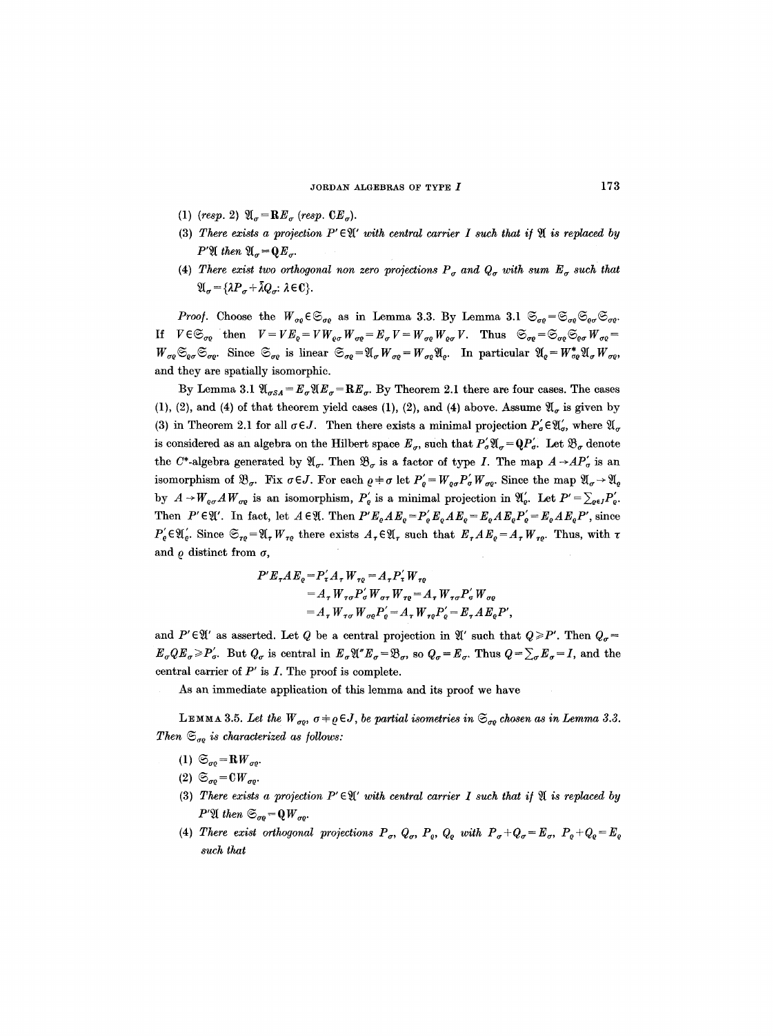(1) (*resp.* 2) $\mathfrak{A}_\sigma = \mathbf{R}E_\sigma$ (*resp.* $\mathbf{C}E_\sigma$).

(3) *There exists a projection* $P' \in \mathfrak{A}'$ *with central carrier* $I$ *such that if* $\mathfrak{A}$ *is replaced by* $P'\mathfrak{A}$ *then* $\mathfrak{A}_\sigma = \mathbf{Q}E_\sigma$.

(4) *There exist two orthogonal non zero projections* $P_\sigma$ *and* $Q_\sigma$ *with sum* $E_\sigma$ *such that* $\mathfrak{A}_\sigma = \{\lambda P_\sigma + \bar{\lambda} Q_\sigma : \lambda \in \mathbf{C}\}$.

*Proof.* Choose the $W_{\sigma\varrho} \in \mathfrak{S}_{\sigma\varrho}$ as in Lemma 3.3. By Lemma 3.1 $\mathfrak{S}_{\sigma\varrho} = \mathfrak{S}_{\sigma\varrho}\mathfrak{S}_{\varrho\sigma}\mathfrak{S}_{\sigma\varrho}$. If $V \in \mathfrak{S}_{\sigma\varrho}$ then $V = VE_\varrho = VW_{\varrho\sigma}W_{\sigma\varrho} = E_\sigma V = W_{\sigma\varrho}W_{\varrho\sigma}V$. Thus $\mathfrak{S}_{\sigma\varrho} = \mathfrak{S}_{\sigma\varrho}\mathfrak{S}_{\varrho\sigma}W_{\sigma\varrho} = W_{\sigma\varrho}\mathfrak{S}_{\varrho\sigma}\mathfrak{S}_{\sigma\varrho}$. Since $\mathfrak{S}_{\sigma\varrho}$ is linear $\mathfrak{S}_{\sigma\varrho} = \mathfrak{A}_\sigma W_{\sigma\varrho} = W_{\sigma\varrho}\mathfrak{A}_\varrho$. In particular $\mathfrak{A}_\varrho = W^*_{\sigma\varrho}\mathfrak{A}_\sigma W_{\sigma\varrho}$, and they are spatially isomorphic.

By Lemma 3.1 $\mathfrak{A}_{\sigma SA} = E_\sigma \mathfrak{A} E_\sigma = \mathbf{R}E_\sigma$. By Theorem 2.1 there are four cases. The cases (1), (2), and (4) of that theorem yield cases (1), (2), and (4) above. Assume $\mathfrak{A}_\sigma$ is given by (3) in Theorem 2.1 for all $\sigma \in J$. Then there exists a minimal projection $P'_\sigma \in \mathfrak{A}'_\sigma$, where $\mathfrak{A}_\sigma$ is considered as an algebra on the Hilbert space $E_\sigma$, such that $P'_\sigma \mathfrak{A}_\sigma = \mathbf{Q}P'_\sigma$. Let $\mathfrak{B}_\sigma$ denote the $C^*$-algebra generated by $\mathfrak{A}_\sigma$. Then $\mathfrak{B}_\sigma$ is a factor of type $I$. The map $A \to AP'_\sigma$ is an isomorphism of $\mathfrak{B}_\sigma$. Fix $\sigma \in J$. For each $\varrho \neq \sigma$ let $P'_\varrho = W_{\varrho\sigma}P'_\sigma W_{\sigma\varrho}$. Since the map $\mathfrak{A}_\sigma \to \mathfrak{A}_\varrho$ by $A \to W_{\varrho\sigma}AW_{\sigma\varrho}$ is an isomorphism, $P'_\varrho$ is a minimal projection in $\mathfrak{A}'_\varrho$. Let $P' = \sum_{\varrho \in J} P'_\varrho$. Then $P' \in \mathfrak{A}'$. In fact, let $A \in \mathfrak{A}$. Then $P'E_\varrho A E_\varrho = P'_\varrho E_\varrho A E_\varrho = E_\varrho A E_\varrho P'_\varrho = E_\varrho A E_\varrho P'$, since $P'_\varrho \in \mathfrak{A}'_\varrho$. Since $\mathfrak{S}_{\tau\varrho} = \mathfrak{A}_\tau W_{\tau\varrho}$ there exists $A_\tau \in \mathfrak{A}_\tau$ such that $E_\tau A E_\varrho = A_\tau W_{\tau\varrho}$. Thus, with $\tau$ and $\varrho$ distinct from $\sigma$,

$$
\begin{aligned}
P'E_\tau A E_\varrho &= P'_\tau A_\tau W_{\tau\varrho} = A_\tau P'_\tau W_{\tau\varrho} \\
&= A_\tau W_{\tau\sigma} P'_\sigma W_{\sigma\tau} W_{\tau\varrho} = A_\tau W_{\tau\sigma} P'_\sigma W_{\sigma\varrho} \\
&= A_\tau W_{\tau\sigma} W_{\sigma\varrho} P'_\varrho = A_\tau W_{\tau\varrho} P'_\varrho = E_\tau A E_\varrho P',
\end{aligned}
$$

and $P' \in \mathfrak{A}'$ as asserted. Let $Q$ be a central projection in $\mathfrak{A}'$ such that $Q \geqslant P'$. Then $Q_\sigma = E_\sigma Q E_\sigma \geqslant P'_\sigma$. But $Q_\sigma$ is central in $E_\sigma \mathfrak{A}'' E_\sigma = \mathfrak{B}_\sigma$, so $Q_\sigma = E_\sigma$. Thus $Q = \sum_\sigma E_\sigma = I$, and the central carrier of $P'$ is $I$. The proof is complete.

As an immediate application of this lemma and its proof we have

LEMMA 3.5. *Let the* $W_{\sigma\varrho}$, $\sigma \neq \varrho \in J$, *be partial isometries in* $\mathfrak{S}_{\sigma\varrho}$ *chosen as in Lemma 3.3. Then* $\mathfrak{S}_{\sigma\varrho}$ *is characterized as follows:*

(1) $\mathfrak{S}_{\sigma\varrho} = \mathbf{R}W_{\sigma\varrho}$.

(2) $\mathfrak{S}_{\sigma\varrho} = \mathbf{C}W_{\sigma\varrho}$.

(3) *There exists a projection* $P' \in \mathfrak{A}'$ *with central carrier* $I$ *such that if* $\mathfrak{A}$ *is replaced by* $P'\mathfrak{A}$ *then* $\mathfrak{S}_{\sigma\varrho} = \mathbf{Q}W_{\sigma\varrho}$.

(4) *There exist orthogonal projections* $P_\sigma$, $Q_\sigma$, $P_\varrho$, $Q_\varrho$ *with* $P_\sigma + Q_\sigma = E_\sigma$, $P_\varrho + Q_\varrho = E_\varrho$ *such that*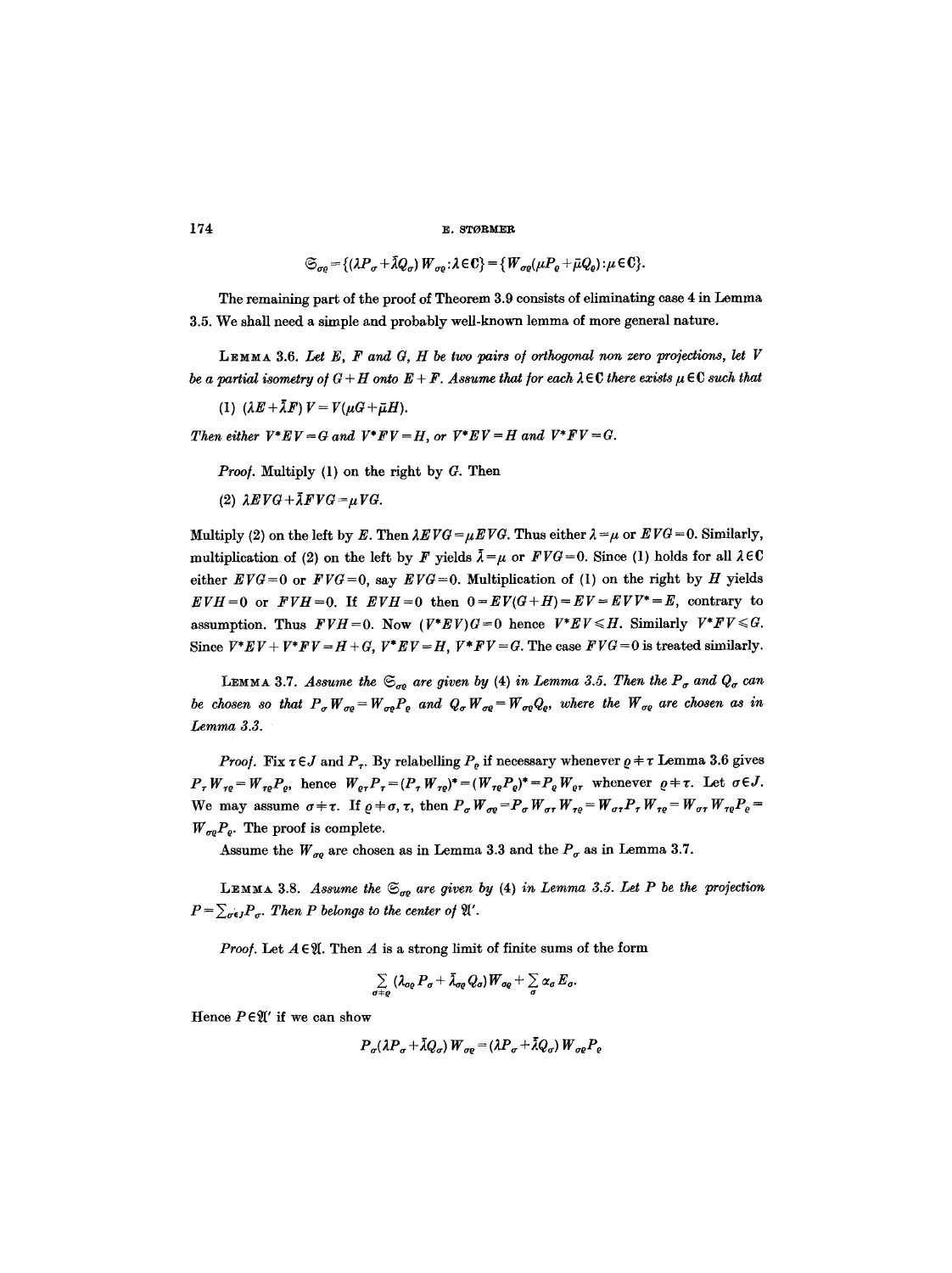$$\mathfrak{S}_{\sigma\varrho} = \{(\lambda P_\sigma + \bar{\lambda} Q_\sigma) W_{\sigma\varrho} : \lambda \in \mathbf{C}\} = \{W_{\sigma\varrho}(\mu P_\varrho + \bar{\mu} Q_\varrho) : \mu \in \mathbf{C}\}.$$

The remaining part of the proof of Theorem 3.9 consists of eliminating case 4 in Lemma 3.5. We shall need a simple and probably well-known lemma of more general nature.

**Lemma 3.6.** *Let $E$, $F$ and $G$, $H$ be two pairs of orthogonal non zero projections, let $V$ be a partial isometry of $G+H$ onto $E+F$. Assume that for each $\lambda \in \mathbf{C}$ there exists $\mu \in \mathbf{C}$ such that*

(1) $(\lambda E + \bar{\lambda} F) V = V(\mu G + \bar{\mu} H)$.

*Then either $V^*EV = G$ and $V^*FV = H$, or $V^*EV = H$ and $V^*FV = G$.*

*Proof.* Multiply (1) on the right by $G$. Then

(2) $\lambda EVG + \bar{\lambda} FVG = \mu VG$.

Multiply (2) on the left by $E$. Then $\lambda EVG = \mu EVG$. Thus either $\lambda = \mu$ or $EVG = 0$. Similarly, multiplication of (2) on the left by $F$ yields $\bar{\lambda} = \mu$ or $FVG = 0$. Since (1) holds for all $\lambda \in \mathbf{C}$ either $EVG = 0$ or $FVG = 0$, say $EVG = 0$. Multiplication of (1) on the right by $H$ yields $EVH = 0$ or $FVH = 0$. If $EVH = 0$ then $0 = EV(G+H) = EV = EVV^* = E$, contrary to assumption. Thus $FVH = 0$. Now $(V^*EV)G = 0$ hence $V^*EV \leq H$. Similarly $V^*FV \leq G$. Since $V^*EV + V^*FV = H + G$, $V^*EV = H$, $V^*FV = G$. The case $FVG = 0$ is treated similarly.

**Lemma 3.7.** *Assume the $\mathfrak{S}_{\sigma\varrho}$ are given by (4) in Lemma 3.5. Then the $P_\sigma$ and $Q_\sigma$ can be chosen so that $P_\sigma W_{\sigma\varrho} = W_{\sigma\varrho} P_\varrho$ and $Q_\sigma W_{\sigma\varrho} = W_{\sigma\varrho} Q_\varrho$, where the $W_{\sigma\varrho}$ are chosen as in Lemma 3.3.*

*Proof.* Fix $\tau \in J$ and $P_\tau$. By relabelling $P_\varrho$ if necessary whenever $\varrho \neq \tau$ Lemma 3.6 gives $P_\tau W_{\tau\varrho} = W_{\tau\varrho} P_\varrho$, hence $W_{\varrho\tau} P_\tau = (P_\tau W_{\tau\varrho})^* = (W_{\tau\varrho} P_\varrho)^* = P_\varrho W_{\varrho\tau}$ whenever $\varrho \neq \tau$. Let $\sigma \in J$. We may assume $\sigma \neq \tau$. If $\varrho \neq \sigma, \tau$, then $P_\sigma W_{\sigma\varrho} = P_\sigma W_{\sigma\tau} W_{\tau\varrho} = W_{\sigma\tau} P_\tau W_{\tau\varrho} = W_{\sigma\tau} W_{\tau\varrho} P_\varrho = W_{\sigma\varrho} P_\varrho$. The proof is complete.

Assume the $W_{\sigma\varrho}$ are chosen as in Lemma 3.3 and the $P_\sigma$ as in Lemma 3.7.

**Lemma 3.8.** *Assume the $\mathfrak{S}_{\sigma\varrho}$ are given by (4) in Lemma 3.5. Let $P$ be the projection $P = \sum_{\sigma \in J} P_\sigma$. Then $P$ belongs to the center of $\mathfrak{A}'$.*

*Proof.* Let $A \in \mathfrak{A}$. Then $A$ is a strong limit of finite sums of the form

$$\sum_{\sigma \neq \varrho} (\lambda_{\sigma\varrho} P_\sigma + \bar{\lambda}_{\sigma\varrho} Q_\sigma) W_{\sigma\varrho} + \sum_\sigma \alpha_\sigma E_\sigma.$$

Hence $P \in \mathfrak{A}'$ if we can show

$$P_\sigma(\lambda P_\sigma + \bar{\lambda} Q_\sigma) W_{\sigma\varrho} = (\lambda P_\sigma + \bar{\lambda} Q_\sigma) W_{\sigma\varrho} P_\varrho$$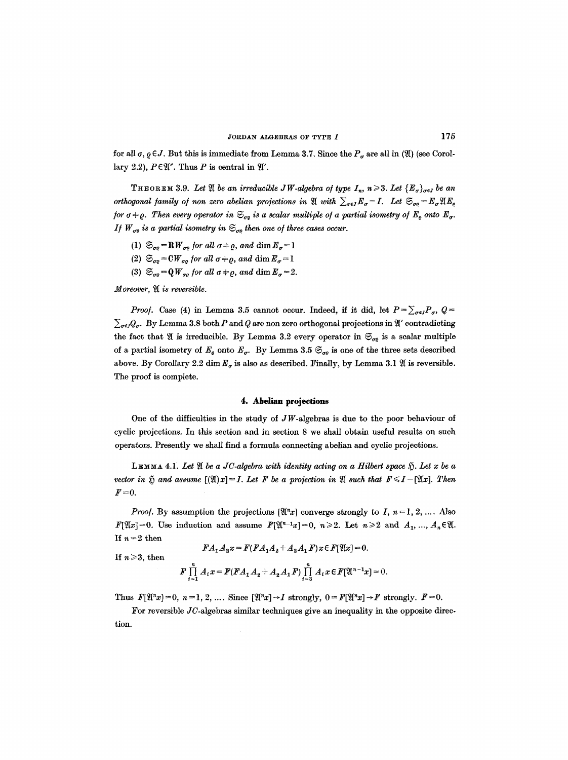for all $\sigma, \varrho \in J$. But this is immediate from Lemma 3.7. Since the $P_\sigma$ are all in $(\mathfrak{A})$ (see Corollary 2.2), $P \in \mathfrak{A}''$. Thus $P$ is central in $\mathfrak{A}'$.

**Theorem 3.9.** *Let $\mathfrak{A}$ be an irreducible JW-algebra of type $I_n$, $n \geqslant 3$. Let $\{E_\sigma\}_{\sigma \in J}$ be an orthogonal family of non zero abelian projections in $\mathfrak{A}$ with $\sum_{\sigma \in J} E_\sigma = I$. Let $\mathfrak{S}_{\sigma\varrho} = E_\sigma \mathfrak{A} E_\varrho$ for $\sigma \neq \varrho$. Then every operator in $\mathfrak{S}_{\sigma\varrho}$ is a scalar multiple of a partial isometry of $E_\varrho$ onto $E_\sigma$. If $W_{\sigma\varrho}$ is a partial isometry in $\mathfrak{S}_{\sigma\varrho}$ then one of three cases occur.*

(1) *$\mathfrak{S}_{\sigma\varrho} = \mathbf{R} W_{\sigma\varrho}$ for all $\sigma \neq \varrho$, and $\dim E_\sigma = 1$*

(2) *$\mathfrak{S}_{\sigma\varrho} = \mathbf{C} W_{\sigma\varrho}$ for all $\sigma \neq \varrho$, and $\dim E_\sigma = 1$*

(3) *$\mathfrak{S}_{\sigma\varrho} = \mathbf{Q} W_{\sigma\varrho}$ for all $\sigma \neq \varrho$, and $\dim E_\sigma = 2$.*

*Moreover, $\mathfrak{A}$ is reversible.*

*Proof.* Case (4) in Lemma 3.5 cannot occur. Indeed, if it did, let $P = \sum_{\sigma \in J} P_\sigma$, $Q = \sum_{\sigma \in J} Q_\sigma$. By Lemma 3.8 both $P$ and $Q$ are non zero orthogonal projections in $\mathfrak{A}'$ contradicting the fact that $\mathfrak{A}$ is irreducible. By Lemma 3.2 every operator in $\mathfrak{S}_{\sigma\varrho}$ is a scalar multiple of a partial isometry of $E_\varrho$ onto $E_\sigma$. By Lemma 3.5 $\mathfrak{S}_{\sigma\varrho}$ is one of the three sets described above. By Corollary 2.2 $\dim E_\sigma$ is also as described. Finally, by Lemma 3.1 $\mathfrak{A}$ is reversible. The proof is complete.

## 4. Abelian projections

One of the difficulties in the study of $JW$-algebras is due to the poor behaviour of cyclic projections. In this section and in section 8 we shall obtain useful results on such operators. Presently we shall find a formula connecting abelian and cyclic projections.

**Lemma 4.1.** *Let $\mathfrak{A}$ be a JC-algebra with identity acting on a Hilbert space $\mathfrak{H}$. Let $x$ be a vector in $\mathfrak{H}$ and assume $[(\mathfrak{A})x] = I$. Let $F$ be a projection in $\mathfrak{A}$ such that $F \leqslant I - [\mathfrak{A}x]$. Then $F = 0$.*

*Proof.* By assumption the projections $[\mathfrak{A}^n x]$ converge strongly to $I$, $n = 1, 2, \ldots$. Also $F[\mathfrak{A}x] = 0$. Use induction and assume $F[\mathfrak{A}^{n-1}x] = 0$, $n \geqslant 2$. Let $n \geqslant 2$ and $A_1, \ldots, A_n \in \mathfrak{A}$. If $n = 2$ then

$$FA_1A_2x = F(FA_1A_2 + A_2A_1F)x \in F[\mathfrak{A}x] = 0.$$

If $n \geqslant 3$, then

$$F\prod_{i=1}^{n} A_i x = F(FA_1A_2 + A_2A_1F)\prod_{i=3}^{n} A_i x \in F[\mathfrak{A}^{n-1}x] = 0.$$

Thus $F[\mathfrak{A}^n x] = 0$, $n = 1, 2, \ldots$. Since $[\mathfrak{A}^n x] \to I$ strongly, $0 = F[\mathfrak{A}^n x] \to F$ strongly. $F = 0$.

For reversible $JC$-algebras similar techniques give an inequality in the opposite direction.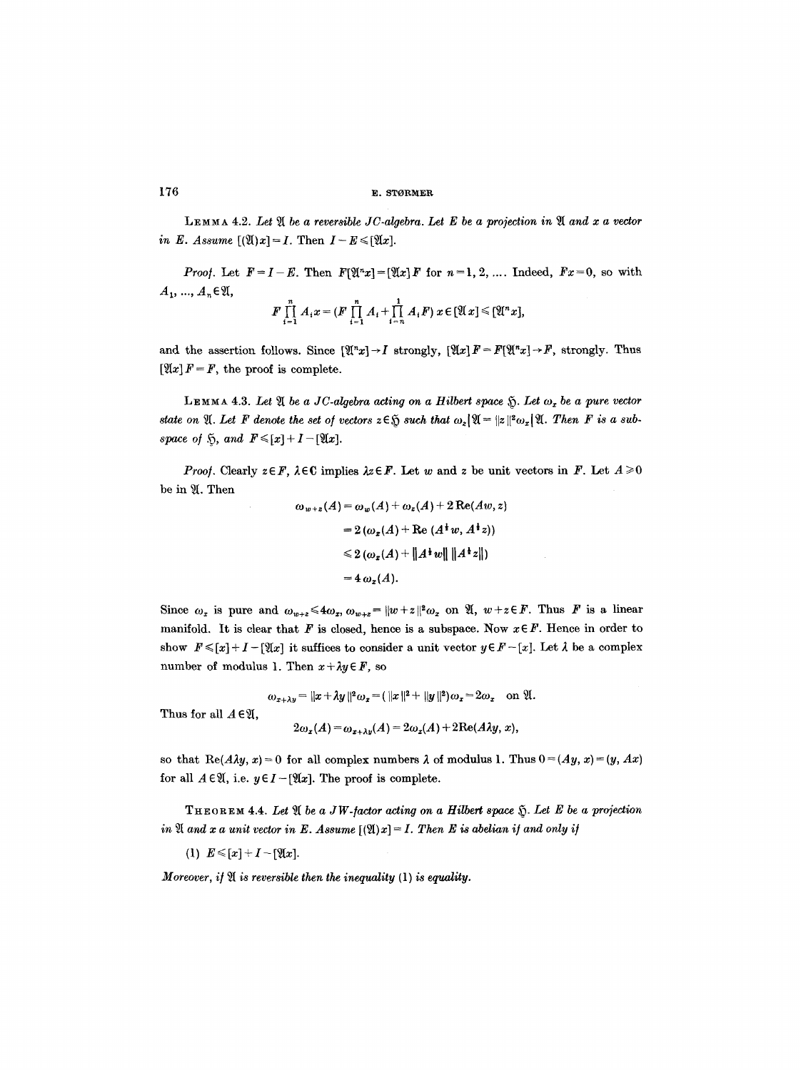**Lemma 4.2.** *Let $\mathfrak{A}$ be a reversible JC-algebra. Let $E$ be a projection in $\mathfrak{A}$ and $x$ a vector in $E$. Assume $[(\mathfrak{A})x]=I$. Then $I-E \leqslant [\mathfrak{A}x]$.*

*Proof.* Let $F=I-E$. Then $F[\mathfrak{A}^n x]=[\mathfrak{A}x]F$ for $n=1,2,\ldots$. Indeed, $Fx=0$, so with $A_1,\ldots,A_n \in \mathfrak{A}$,

$$F\prod_{i=1}^{n} A_i x = \Big(F\prod_{i=1}^{n} A_i + \prod_{i=n}^{1} A_i F\Big)x \in [\mathfrak{A}x] \leqslant [\mathfrak{A}^n x],$$

and the assertion follows. Since $[\mathfrak{A}^n x]\to I$ strongly, $[\mathfrak{A}x]F = F[\mathfrak{A}^n x]\to F$, strongly. Thus $[\mathfrak{A}x]F=F$, the proof is complete.

**Lemma 4.3.** *Let $\mathfrak{A}$ be a JC-algebra acting on a Hilbert space $\mathfrak{H}$. Let $\omega_x$ be a pure vector state on $\mathfrak{A}$. Let $F$ denote the set of vectors $z\in\mathfrak{H}$ such that $\omega_z|\mathfrak{A} = \|z\|^2\omega_x|\mathfrak{A}$. Then $F$ is a subspace of $\mathfrak{H}$, and $F\leqslant [x]+I-[\mathfrak{A}x]$.*

*Proof.* Clearly $z\in F$, $\lambda\in\mathbf{C}$ implies $\lambda z\in F$. Let $w$ and $z$ be unit vectors in $F$. Let $A\geqslant 0$ be in $\mathfrak{A}$. Then

$$\begin{aligned}
\omega_{w+z}(A) &= \omega_w(A)+\omega_z(A)+2\,\mathrm{Re}(Aw,z)\\
&= 2\,(\omega_x(A)+\mathrm{Re}\,(A^{\frac{1}{2}}w, A^{\frac{1}{2}}z))\\
&\leqslant 2\,(\omega_x(A)+\|A^{\frac{1}{2}}w\|\,\|A^{\frac{1}{2}}z\|)\\
&= 4\,\omega_x(A).
\end{aligned}$$

Since $\omega_x$ is pure and $\omega_{w+z}\leqslant 4\omega_x$, $\omega_{w+z}=\|w+z\|^2\omega_x$ on $\mathfrak{A}$, $w+z\in F$. Thus $F$ is a linear manifold. It is clear that $F$ is closed, hence is a subspace. Now $x\in F$. Hence in order to show $F\leqslant [x]+I-[\mathfrak{A}x]$ it suffices to consider a unit vector $y\in F-[x]$. Let $\lambda$ be a complex number of modulus 1. Then $x+\lambda y\in F$, so

$$\omega_{x+\lambda y} = \|x+\lambda y\|^2\omega_x = (\|x\|^2+\|y\|^2)\,\omega_x = 2\omega_x \quad \text{on } \mathfrak{A}.$$

Thus for all $A\in\mathfrak{A}$,

$$2\omega_x(A) = \omega_{x+\lambda y}(A) = 2\omega_x(A) + 2\mathrm{Re}(A\lambda y, x),$$

so that $\mathrm{Re}(A\lambda y, x)=0$ for all complex numbers $\lambda$ of modulus 1. Thus $0=(Ay,x)=(y,Ax)$ for all $A\in\mathfrak{A}$, i.e. $y\in I-[\mathfrak{A}x]$. The proof is complete.

**Theorem 4.4.** *Let $\mathfrak{A}$ be a JW-factor acting on a Hilbert space $\mathfrak{H}$. Let $E$ be a projection in $\mathfrak{A}$ and $x$ a unit vector in $E$. Assume $[(\mathfrak{A})x]=I$. Then $E$ is abelian if and only if*

(1) $E\leqslant [x]+I-[\mathfrak{A}x]$.

*Moreover, if $\mathfrak{A}$ is reversible then the inequality (1) is equality.*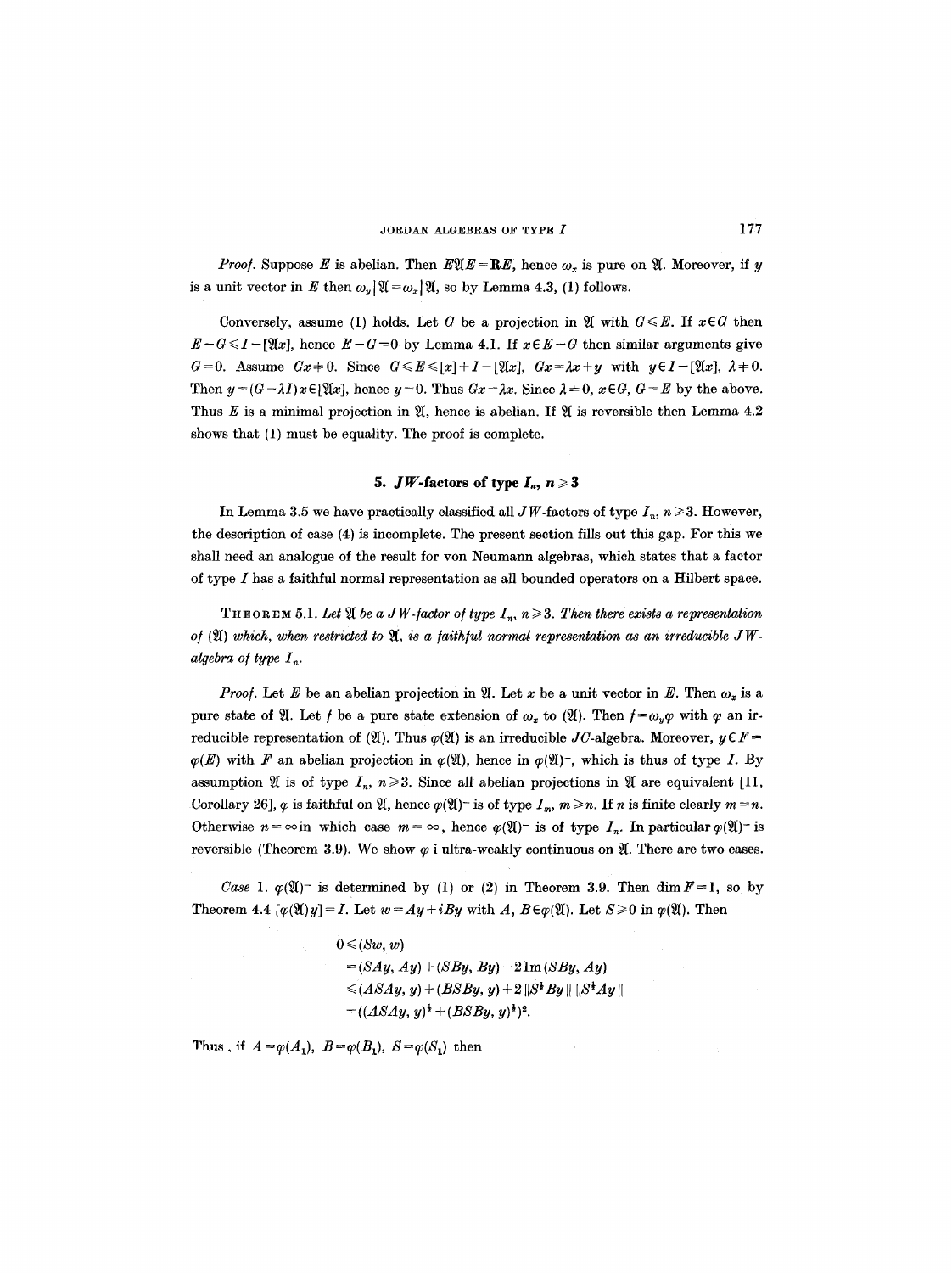*Proof.* Suppose $E$ is abelian. Then $E\mathfrak{A}E = \mathbf{R}E$, hence $\omega_x$ is pure on $\mathfrak{A}$. Moreover, if $y$ is a unit vector in $E$ then $\omega_y|\mathfrak{A} = \omega_x|\mathfrak{A}$, so by Lemma 4.3, (1) follows.

Conversely, assume (1) holds. Let $G$ be a projection in $\mathfrak{A}$ with $G \leqslant E$. If $x \in G$ then $E - G \leqslant I - [\mathfrak{A}x]$, hence $E - G = 0$ by Lemma 4.1. If $x \in E - G$ then similar arguments give $G = 0$. Assume $Gx \neq 0$. Since $G \leqslant E \leqslant [x] + I - [\mathfrak{A}x]$, $Gx = \lambda x + y$ with $y \in I - [\mathfrak{A}x]$, $\lambda \neq 0$. Then $y = (G - \lambda I)x \in [\mathfrak{A}x]$, hence $y = 0$. Thus $Gx = \lambda x$. Since $\lambda \neq 0$, $x \in G$, $G = E$ by the above. Thus $E$ is a minimal projection in $\mathfrak{A}$, hence is abelian. If $\mathfrak{A}$ is reversible then Lemma 4.2 shows that (1) must be equality. The proof is complete.

## 5. *JW*-factors of type $I_n$, $n \geqslant 3$

In Lemma 3.5 we have practically classified all $JW$-factors of type $I_n$, $n \geqslant 3$. However, the description of case (4) is incomplete. The present section fills out this gap. For this we shall need an analogue of the result for von Neumann algebras, which states that a factor of type $I$ has a faithful normal representation as all bounded operators on a Hilbert space.

THEOREM 5.1. *Let $\mathfrak{A}$ be a $JW$-factor of type $I_n$, $n \geqslant 3$. Then there exists a representation of $(\mathfrak{A})$ which, when restricted to $\mathfrak{A}$, is a faithful normal representation as an irreducible $JW$-algebra of type $I_n$.*

*Proof.* Let $E$ be an abelian projection in $\mathfrak{A}$. Let $x$ be a unit vector in $E$. Then $\omega_x$ is a pure state of $\mathfrak{A}$. Let $f$ be a pure state extension of $\omega_x$ to $(\mathfrak{A})$. Then $f = \omega_y \varphi$ with $\varphi$ an irreducible representation of $(\mathfrak{A})$. Thus $\varphi(\mathfrak{A})$ is an irreducible $JC$-algebra. Moreover, $y \in F = \varphi(E)$ with $F$ an abelian projection in $\varphi(\mathfrak{A})$, hence in $\varphi(\mathfrak{A})^-$, which is thus of type $I$. By assumption $\mathfrak{A}$ is of type $I_n$, $n \geqslant 3$. Since all abelian projections in $\mathfrak{A}$ are equivalent [11, Corollary 26], $\varphi$ is faithful on $\mathfrak{A}$, hence $\varphi(\mathfrak{A})^-$ is of type $I_m$, $m \geqslant n$. If $n$ is finite clearly $m = n$. Otherwise $n = \infty$ in which case $m = \infty$, hence $\varphi(\mathfrak{A})^-$ is of type $I_n$. In particular $\varphi(\mathfrak{A})^-$ is reversible (Theorem 3.9). We show $\varphi$ i ultra-weakly continuous on $\mathfrak{A}$. There are two cases.

*Case* 1. $\varphi(\mathfrak{A})^-$ is determined by (1) or (2) in Theorem 3.9. Then $\dim F = 1$, so by Theorem 4.4 $[\varphi(\mathfrak{A})y] = I$. Let $w = Ay + iBy$ with $A, B \in \varphi(\mathfrak{A})$. Let $S \geqslant 0$ in $\varphi(\mathfrak{A})$. Then

$$
\begin{aligned}
0 &\leqslant (Sw, w) \\
&= (SAy, Ay) + (SBy, By) - 2\,\mathrm{Im}\,(SBy, Ay) \\
&\leqslant (ASAy, y) + (BSBy, y) + 2\,\|S^{\frac{1}{2}}By\|\,\|S^{\frac{1}{2}}Ay\| \\
&= ((ASAy, y)^{\frac{1}{2}} + (BSBy, y)^{\frac{1}{2}})^2.
\end{aligned}
$$

Thus, if $A = \varphi(A_1)$, $B = \varphi(B_1)$, $S = \varphi(S_1)$ then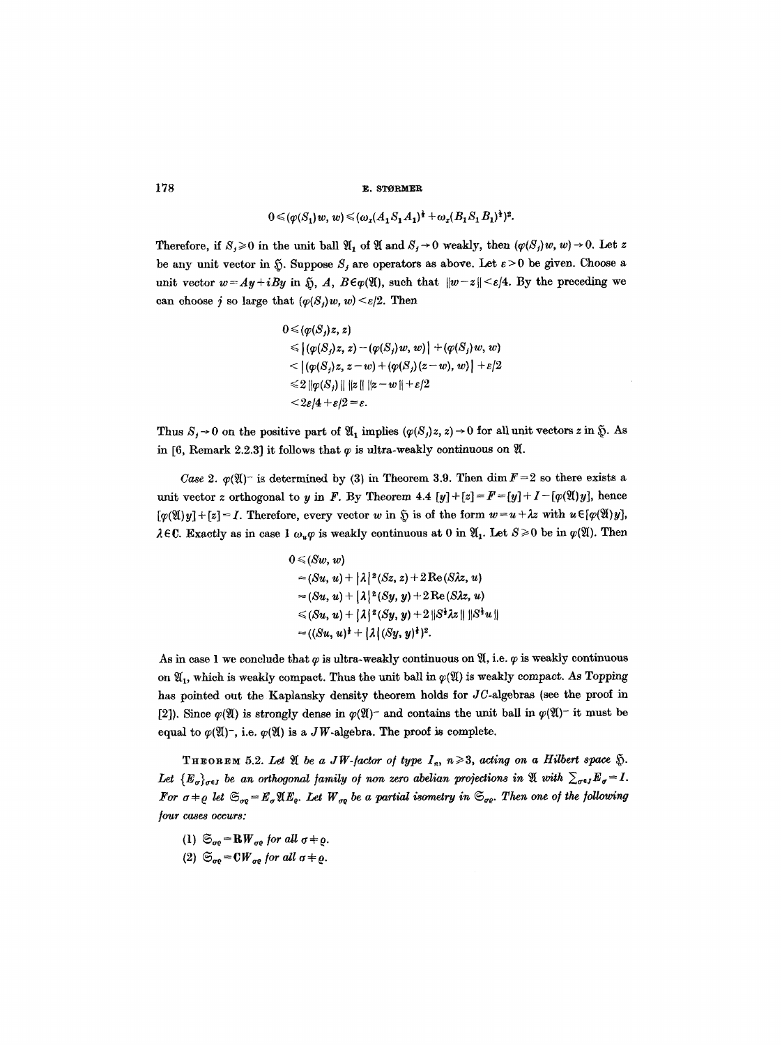$$0 \leq (\varphi(S_1)w, w) \leq (\omega_z(A_1 S_1 A_1)^{\frac{1}{2}} + \omega_z(B_1 S_1 B_1)^{\frac{1}{2}})^2.$$

Therefore, if $S_j \geq 0$ in the unit ball $\mathfrak{A}_1$ of $\mathfrak{A}$ and $S_j \to 0$ weakly, then $(\varphi(S_j)w, w) \to 0$. Let $z$ be any unit vector in $\mathfrak{H}$. Suppose $S_j$ are operators as above. Let $\varepsilon > 0$ be given. Choose a unit vector $w = Ay + iBy$ in $\mathfrak{H}$, $A$, $B \in \varphi(\mathfrak{A})$, such that $\|w - z\| < \varepsilon/4$. By the preceding we can choose $j$ so large that $(\varphi(S_j)w, w) < \varepsilon/2$. Then

$$\begin{aligned}
0 &\leq (\varphi(S_j)z, z) \\
&\leq |(\varphi(S_j)z, z) - (\varphi(S_j)w, w)| + (\varphi(S_j)w, w) \\
&< |(\varphi(S_j)z, z - w) + (\varphi(S_j)(z - w), w)| + \varepsilon/2 \\
&\leq 2\,\|\varphi(S_j)\|\,\|z\|\,\|z - w\| + \varepsilon/2 \\
&< 2\varepsilon/4 + \varepsilon/2 = \varepsilon.
\end{aligned}$$

Thus $S_j \to 0$ on the positive part of $\mathfrak{A}_1$ implies $(\varphi(S_j)z, z) \to 0$ for all unit vectors $z$ in $\mathfrak{H}$. As in [6, Remark 2.2.3] it follows that $\varphi$ is ultra-weakly continuous on $\mathfrak{A}$.

*Case* 2. $\varphi(\mathfrak{A})^-$ is determined by (3) in Theorem 3.9. Then $\dim F = 2$ so there exists a unit vector $z$ orthogonal to $y$ in $F$. By Theorem 4.4 $[y] + [z] = F = [y] + I - [\varphi(\mathfrak{A})y]$, hence $[\varphi(\mathfrak{A})y] + [z] = I$. Therefore, every vector $w$ in $\mathfrak{H}$ is of the form $w = u + \lambda z$ with $u \in [\varphi(\mathfrak{A})y]$, $\lambda \in \mathbf{C}$. Exactly as in case 1 $\omega_u \varphi$ is weakly continuous at 0 in $\mathfrak{A}_1$. Let $S \geq 0$ be in $\varphi(\mathfrak{A})$. Then

$$\begin{aligned}
0 &\leq (Sw, w) \\
&= (Su, u) + |\lambda|^2 (Sz, z) + 2\,\mathrm{Re}\,(S\lambda z, u) \\
&= (Su, u) + |\lambda|^2 (Sy, y) + 2\,\mathrm{Re}\,(S\lambda z, u) \\
&\leq (Su, u) + |\lambda|^2 (Sy, y) + 2\,\|S^{\frac{1}{2}}\lambda z\|\,\|S^{\frac{1}{2}}u\| \\
&= ((Su, u)^{\frac{1}{2}} + |\lambda|(Sy, y)^{\frac{1}{2}})^2.
\end{aligned}$$

As in case 1 we conclude that $\varphi$ is ultra-weakly continuous on $\mathfrak{A}$, i.e. $\varphi$ is weakly continuous on $\mathfrak{A}_1$, which is weakly compact. Thus the unit ball in $\varphi(\mathfrak{A})$ is weakly compact. As Topping has pointed out the Kaplansky density theorem holds for $JC$-algebras (see the proof in [2]). Since $\varphi(\mathfrak{A})$ is strongly dense in $\varphi(\mathfrak{A})^-$ and contains the unit ball in $\varphi(\mathfrak{A})^-$ it must be equal to $\varphi(\mathfrak{A})^-$, i.e. $\varphi(\mathfrak{A})$ is a $JW$-algebra. The proof is complete.

THEOREM 5.2. *Let $\mathfrak{A}$ be a $JW$-factor of type $I_n$, $n \geq 3$, acting on a Hilbert space $\mathfrak{H}$. Let $\{E_\sigma\}_{\sigma \in J}$ be an orthogonal family of non zero abelian projections in $\mathfrak{A}$ with $\sum_{\sigma \in J} E_\sigma = I$. For $\sigma \neq \varrho$ let $\mathfrak{S}_{\sigma\varrho} = E_\sigma \mathfrak{A} E_\varrho$. Let $W_{\sigma\varrho}$ be a partial isometry in $\mathfrak{S}_{\sigma\varrho}$. Then one of the following four cases occurs:*

(1) $\mathfrak{S}_{\sigma\varrho} = \mathbf{R} W_{\sigma\varrho}$ *for all* $\sigma \neq \varrho$.

(2) $\mathfrak{S}_{\sigma\varrho} = \mathbf{C} W_{\sigma\varrho}$ *for all* $\sigma \neq \varrho$.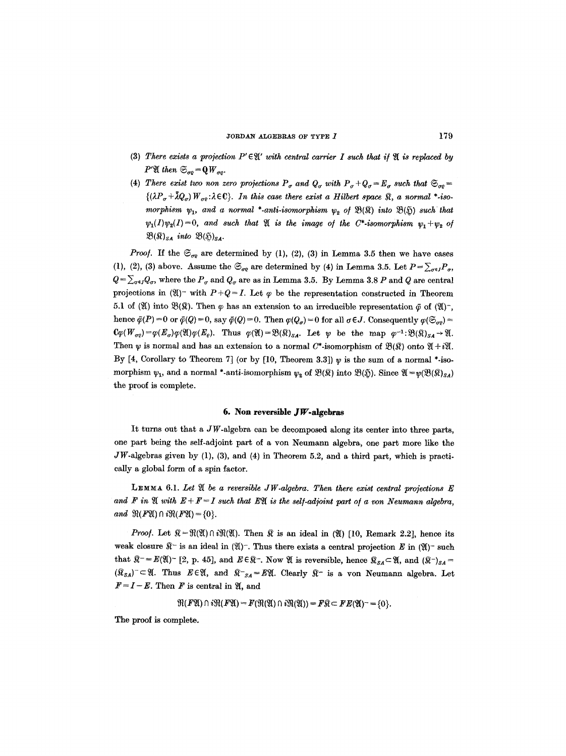(3) *There exists a projection $P' \in \mathfrak{A}'$ with central carrier $I$ such that if $\mathfrak{A}$ is replaced by $P'\mathfrak{A}$ then $\mathfrak{S}_{\sigma\varrho} = \mathbf{Q} W_{\sigma\varrho}$.*

(4) *There exist two non zero projections $P_\sigma$ and $Q_\sigma$ with $P_\sigma + Q_\sigma = E_\sigma$ such that $\mathfrak{S}_{\sigma\varrho} = \{(\lambda P_\sigma + \bar{\lambda} Q_\sigma) W_{\sigma\varrho} : \lambda \in \mathbf{C}\}$. In this case there exist a Hilbert space $\mathfrak{K}$, a normal \*-isomorphism $\psi_1$, and a normal \*-anti-isomorphism $\psi_2$ of $\mathfrak{B}(\mathfrak{K})$ into $\mathfrak{B}(\mathfrak{H})$ such that $\psi_1(I)\psi_2(I) = 0$, and such that $\mathfrak{A}$ is the image of the C\*-isomorphism $\psi_1 + \psi_2$ of $\mathfrak{B}(\mathfrak{K})_{SA}$ into $\mathfrak{B}(\mathfrak{H})_{SA}$.*

*Proof.* If the $\mathfrak{S}_{\sigma\varrho}$ are determined by (1), (2), (3) in Lemma 3.5 then we have cases (1), (2), (3) above. Assume the $\mathfrak{S}_{\sigma\varrho}$ are determined by (4) in Lemma 3.5. Let $P = \sum_{\sigma \in J} P_\sigma$, $Q = \sum_{\sigma \in J} Q_\sigma$, where the $P_\sigma$ and $Q_\sigma$ are as in Lemma 3.5. By Lemma 3.8 $P$ and $Q$ are central projections in $(\mathfrak{A})^-$ with $P + Q = I$. Let $\varphi$ be the representation constructed in Theorem 5.1 of $(\mathfrak{A})$ into $\mathfrak{B}(\mathfrak{K})$. Then $\varphi$ has an extension to an irreducible representation $\tilde{\varphi}$ of $(\mathfrak{A})^-$, hence $\tilde{\varphi}(P) = 0$ or $\tilde{\varphi}(Q) = 0$, say $\tilde{\varphi}(Q) = 0$. Then $\varphi(Q_\sigma) = 0$ for all $\sigma \in J$. Consequently $\varphi(\mathfrak{S}_{\sigma\varrho}) = \mathbf{C}\varphi(W_{\sigma\varrho}) = \varphi(E_\sigma)\varphi(\mathfrak{A})\varphi(E_\varrho)$. Thus $\varphi(\mathfrak{A}) = \mathfrak{B}(\mathfrak{K})_{SA}$. Let $\psi$ be the map $\varphi^{-1} : \mathfrak{B}(\mathfrak{K})_{SA} \to \mathfrak{A}$. Then $\psi$ is normal and has an extension to a normal C\*-isomorphism of $\mathfrak{B}(\mathfrak{K})$ onto $\mathfrak{A} + i\mathfrak{A}$. By [4, Corollary to Theorem 7] (or by [10, Theorem 3.3]) $\psi$ is the sum of a normal \*-isomorphism $\psi_1$, and a normal \*-anti-isomorphism $\psi_2$ of $\mathfrak{B}(\mathfrak{K})$ into $\mathfrak{B}(\mathfrak{H})$. Since $\mathfrak{A} = \psi(\mathfrak{B}(\mathfrak{K})_{SA})$ the proof is complete.

## 6. Non reversible *JW*-algebras

It turns out that a *JW*-algebra can be decomposed along its center into three parts, one part being the self-adjoint part of a von Neumann algebra, one part more like the *JW*-algebras given by (1), (3), and (4) in Theorem 5.2, and a third part, which is practically a global form of a spin factor.

LEMMA 6.1. *Let $\mathfrak{A}$ be a reversible JW-algebra. Then there exist central projections $E$ and $F$ in $\mathfrak{A}$ with $E + F = I$ such that $E\mathfrak{A}$ is the self-adjoint part of a von Neumann algebra, and $\mathfrak{R}(F\mathfrak{A}) \cap i\mathfrak{R}(F\mathfrak{A}) = \{0\}$.*

*Proof.* Let $\mathfrak{K} = \mathfrak{R}(\mathfrak{A}) \cap i\mathfrak{R}(\mathfrak{A})$. Then $\mathfrak{K}$ is an ideal in $(\mathfrak{A})$ [10, Remark 2.2], hence its weak closure $\mathfrak{K}^-$ is an ideal in $(\mathfrak{A})^-$. Thus there exists a central projection $E$ in $(\mathfrak{A})^-$ such that $\mathfrak{K}^- = E(\mathfrak{A})^-$ [2, p. 45], and $E \in \mathfrak{K}^-$. Now $\mathfrak{A}$ is reversible, hence $\mathfrak{K}_{SA} \subset \mathfrak{A}$, and $(\mathfrak{K}^-)_{SA} = (\mathfrak{K}_{SA})^- \subset \mathfrak{A}$. Thus $E \in \mathfrak{A}$, and $\mathfrak{K}^-{}_{SA} = E\mathfrak{A}$. Clearly $\mathfrak{K}^-$ is a von Neumann algebra. Let $F = I - E$. Then $F$ is central in $\mathfrak{A}$, and

$$\mathfrak{R}(F\mathfrak{A}) \cap i\mathfrak{R}(F\mathfrak{A}) = F(\mathfrak{R}(\mathfrak{A}) \cap i\mathfrak{R}(\mathfrak{A})) = F\mathfrak{K} \subset FE(\mathfrak{A})^- = \{0\}.$$

The proof is complete.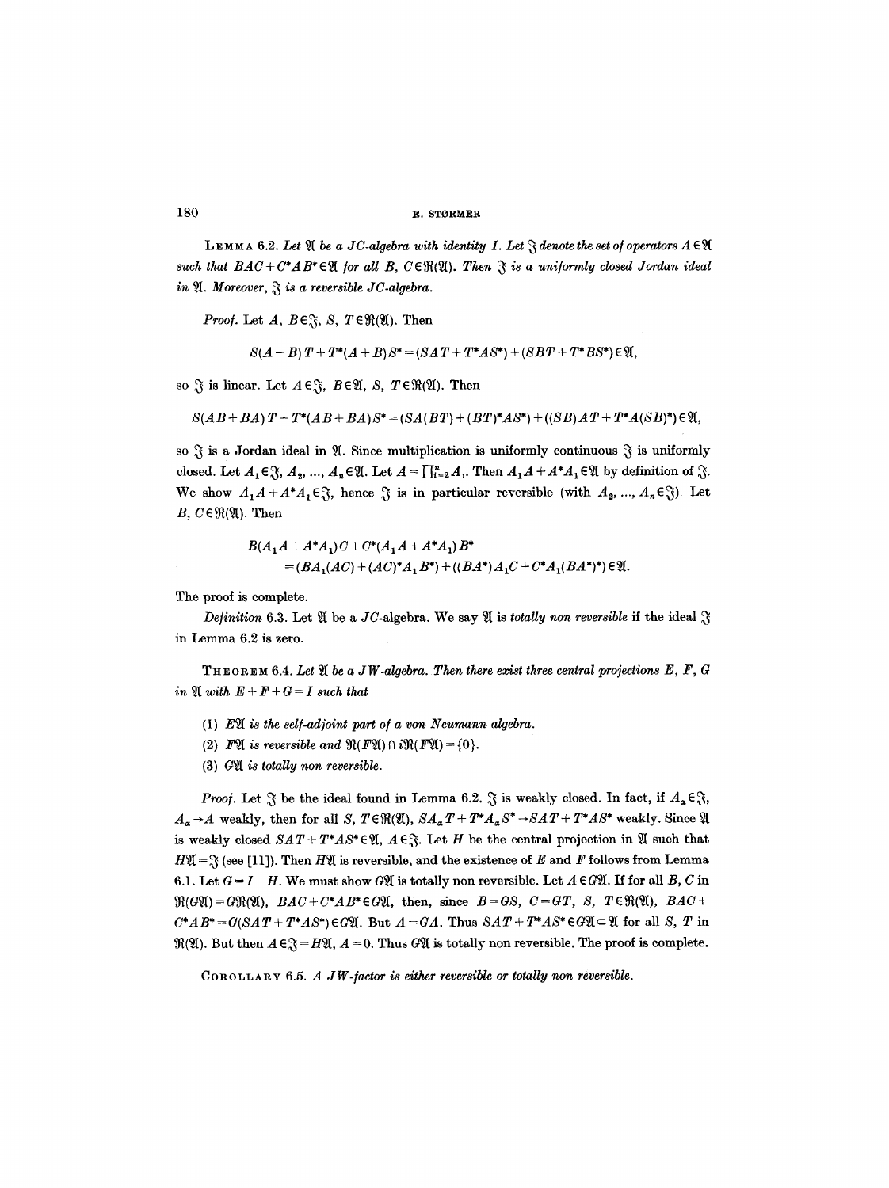**Lemma 6.2.** *Let $\mathfrak{A}$ be a JC-algebra with identity $I$. Let $\mathfrak{J}$ denote the set of operators $A \in \mathfrak{A}$ such that $BAC + C^*AB^* \in \mathfrak{A}$ for all $B, C \in \mathfrak{R}(\mathfrak{A})$. Then $\mathfrak{J}$ is a uniformly closed Jordan ideal in $\mathfrak{A}$. Moreover, $\mathfrak{J}$ is a reversible JC-algebra.*

*Proof.* Let $A, B \in \mathfrak{J}$, $S, T \in \mathfrak{R}(\mathfrak{A})$. Then

$$S(A+B)T + T^*(A+B)S^* = (SAT + T^*AS^*) + (SBT + T^*BS^*) \in \mathfrak{A},$$

so $\mathfrak{J}$ is linear. Let $A \in \mathfrak{J}$, $B \in \mathfrak{A}$, $S, T \in \mathfrak{R}(\mathfrak{A})$. Then

$$S(AB+BA)T + T^*(AB+BA)S^* = (SA(BT) + (BT)^*AS^*) + ((SB)AT + T^*A(SB)^*) \in \mathfrak{A},$$

so $\mathfrak{J}$ is a Jordan ideal in $\mathfrak{A}$. Since multiplication is uniformly continuous $\mathfrak{J}$ is uniformly closed. Let $A_1 \in \mathfrak{J}$, $A_2, \ldots, A_n \in \mathfrak{A}$. Let $A = \prod_{i=2}^n A_i$. Then $A_1A + A^*A_1 \in \mathfrak{A}$ by definition of $\mathfrak{J}$. We show $A_1A + A^*A_1 \in \mathfrak{J}$, hence $\mathfrak{J}$ is in particular reversible (with $A_2, \ldots, A_n \in \mathfrak{J}$). Let $B, C \in \mathfrak{R}(\mathfrak{A})$. Then

$$\begin{aligned} &B(A_1A + A^*A_1)C + C^*(A_1A + A^*A_1)B^* \\ &\quad = (BA_1(AC) + (AC)^*A_1B^*) + ((BA^*)A_1C + C^*A_1(BA^*)^*) \in \mathfrak{A}. \end{aligned}$$

The proof is complete.

*Definition* 6.3. Let $\mathfrak{A}$ be a $JC$-algebra. We say $\mathfrak{A}$ is *totally non reversible* if the ideal $\mathfrak{J}$ in Lemma 6.2 is zero.

**Theorem 6.4.** *Let $\mathfrak{A}$ be a JW-algebra. Then there exist three central projections $E, F, G$ in $\mathfrak{A}$ with $E + F + G = I$ such that*

(1) *$E\mathfrak{A}$ is the self-adjoint part of a von Neumann algebra.*

(2) *$F\mathfrak{A}$ is reversible and $\mathfrak{R}(F\mathfrak{A}) \cap i\mathfrak{R}(F\mathfrak{A}) = \{0\}$.*

(3) *$G\mathfrak{A}$ is totally non reversible.*

*Proof.* Let $\mathfrak{J}$ be the ideal found in Lemma 6.2. $\mathfrak{J}$ is weakly closed. In fact, if $A_\alpha \in \mathfrak{J}$, $A_\alpha \to A$ weakly, then for all $S, T \in \mathfrak{R}(\mathfrak{A})$, $SA_\alpha T + T^*A_\alpha S^* \to SAT + T^*AS^*$ weakly. Since $\mathfrak{A}$ is weakly closed $SAT + T^*AS^* \in \mathfrak{A}$, $A \in \mathfrak{J}$. Let $H$ be the central projection in $\mathfrak{A}$ such that $H\mathfrak{A} = \mathfrak{J}$ (see [11]). Then $H\mathfrak{A}$ is reversible, and the existence of $E$ and $F$ follows from Lemma 6.1. Let $G = I - H$. We must show $G\mathfrak{A}$ is totally non reversible. Let $A \in G\mathfrak{A}$. If for all $B, C$ in $\mathfrak{R}(G\mathfrak{A}) = G\mathfrak{R}(\mathfrak{A})$, $BAC + C^*AB^* \in G\mathfrak{A}$, then, since $B = GS$, $C = GT$, $S, T \in \mathfrak{R}(\mathfrak{A})$, $BAC + C^*AB^* = G(SAT + T^*AS^*) \in G\mathfrak{A}$. But $A = GA$. Thus $SAT + T^*AS^* \in G\mathfrak{A} \subset \mathfrak{A}$ for all $S, T$ in $\mathfrak{R}(\mathfrak{A})$. But then $A \in \mathfrak{J} = H\mathfrak{A}$, $A = 0$. Thus $G\mathfrak{A}$ is totally non reversible. The proof is complete.

**Corollary 6.5.** *A JW-factor is either reversible or totally non reversible.*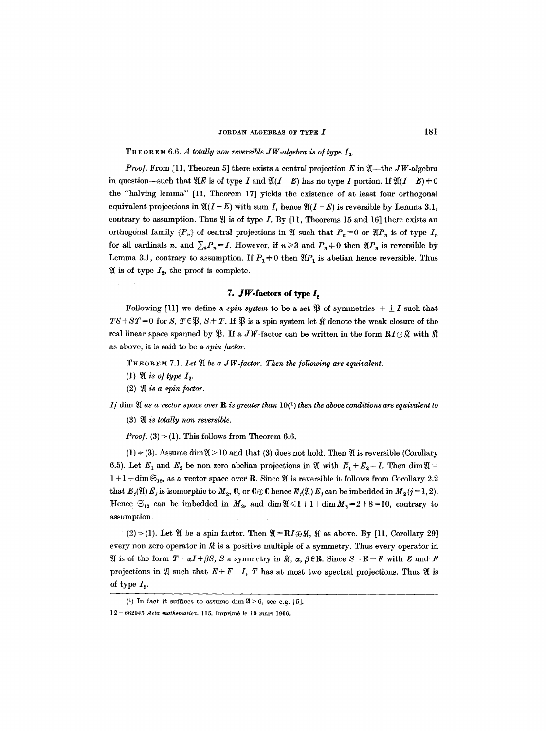**Theorem 6.6.** *A totally non reversible JW-algebra is of type $I_2$.*

*Proof.* From [11, Theorem 5] there exists a central projection $E$ in $\mathfrak{A}$—the $JW$-algebra in question—such that $\mathfrak{A}E$ is of type $I$ and $\mathfrak{A}(I-E)$ has no type $I$ portion. If $\mathfrak{A}(I-E) \neq 0$ the "halving lemma" [11, Theorem 17] yields the existence of at least four orthogonal equivalent projections in $\mathfrak{A}(I-E)$ with sum $I$, hence $\mathfrak{A}(I-E)$ is reversible by Lemma 3.1, contrary to assumption. Thus $\mathfrak{A}$ is of type $I$. By [11, Theorems 15 and 16] there exists an orthogonal family $\{P_n\}$ of central projections in $\mathfrak{A}$ such that $P_n = 0$ or $\mathfrak{A}P_n$ is of type $I_n$ for all cardinals $n$, and $\sum_n P_n = I$. However, if $n \geq 3$ and $P_n \neq 0$ then $\mathfrak{A}P_n$ is reversible by Lemma 3.1, contrary to assumption. If $P_1 \neq 0$ then $\mathfrak{A}P_1$ is abelian hence reversible. Thus $\mathfrak{A}$ is of type $I_2$, the proof is complete.

## 7. *JW*-factors of type $I_2$

Following [11] we define a *spin system* to be a set $\mathfrak{P}$ of symmetries $\neq \pm I$ such that $TS + ST = 0$ for $S, T \in \mathfrak{P}$, $S \neq T$. If $\mathfrak{P}$ is a spin system let $\mathfrak{K}$ denote the weak closure of the real linear space spanned by $\mathfrak{P}$. If a $JW$-factor can be written in the form $\mathbf{R}I \oplus \mathfrak{K}$ with $\mathfrak{K}$ as above, it is said to be a *spin factor*.

**Theorem 7.1.** *Let $\mathfrak{A}$ be a JW-factor. Then the following are equivalent.*

(1) *$\mathfrak{A}$ is of type $I_2$.*

(2) *$\mathfrak{A}$ is a spin factor.*

*If* dim $\mathfrak{A}$ *as a vector space over* $\mathbf{R}$ *is greater than* 10[1] *then the above conditions are equivalent to*

(3) *$\mathfrak{A}$ is totally non reversible.*

*Proof.* (3) ⇒ (1). This follows from Theorem 6.6.

(1) ⇒ (3). Assume $\dim \mathfrak{A} > 10$ and that (3) does not hold. Then $\mathfrak{A}$ is reversible (Corollary 6.5). Let $E_1$ and $E_2$ be non zero abelian projections in $\mathfrak{A}$ with $E_1 + E_2 = I$. Then $\dim \mathfrak{A} = 1 + 1 + \dim \mathfrak{S}_{12}$, as a vector space over $\mathbf{R}$. Since $\mathfrak{A}$ is reversible it follows from Corollary 2.2 that $E_j(\mathfrak{A})E_j$ is isomorphic to $M_2$, $\mathbf{C}$, or $\mathbf{C} \oplus \mathbf{C}$ hence $E_j(\mathfrak{A})E_j$ can be imbedded in $M_2$ $(j = 1, 2)$. Hence $\mathfrak{S}_{12}$ can be imbedded in $M_2$, and $\dim \mathfrak{A} \leq 1 + 1 + \dim M_2 = 2 + 8 = 10$, contrary to assumption.

(2) ⇒ (1). Let $\mathfrak{A}$ be a spin factor. Then $\mathfrak{A} = \mathbf{R}I \oplus \mathfrak{K}$, $\mathfrak{K}$ as above. By [11, Corollary 29] every non zero operator in $\mathfrak{K}$ is a positive multiple of a symmetry. Thus every operator in $\mathfrak{A}$ is of the form $T = \alpha I + \beta S$, $S$ a symmetry in $\mathfrak{K}$, $\alpha, \beta \in \mathbf{R}$. Since $S = E - F$ with $E$ and $F$ projections in $\mathfrak{A}$ such that $E + F = I$, $T$ has at most two spectral projections. Thus $\mathfrak{A}$ is of type $I_2$.

---

[1] In fact it suffices to assume $\dim \mathfrak{A} > 6$, see e.g. [5].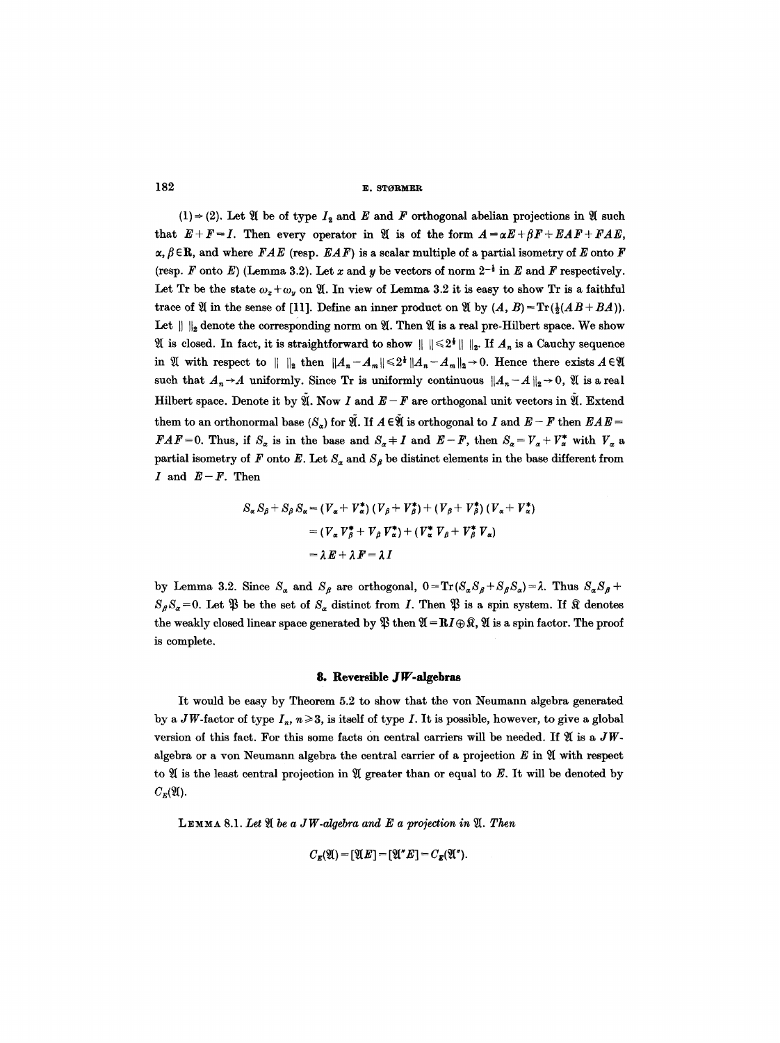(1) ⇒ (2). Let $\mathfrak{A}$ be of type $I_2$ and $E$ and $F$ orthogonal abelian projections in $\mathfrak{A}$ such that $E+F=I$. Then every operator in $\mathfrak{A}$ is of the form $A=\alpha E+\beta F+EAF+FAE$, $\alpha, \beta \in \mathbf{R}$, and where $FAE$ (resp. $EAF$) is a scalar multiple of a partial isometry of $E$ onto $F$ (resp. $F$ onto $E$) (Lemma 3.2). Let $x$ and $y$ be vectors of norm $2^{-\frac{1}{2}}$ in $E$ and $F$ respectively. Let Tr be the state $\omega_x+\omega_y$ on $\mathfrak{A}$. In view of Lemma 3.2 it is easy to show Tr is a faithful trace of $\mathfrak{A}$ in the sense of [11]. Define an inner product on $\mathfrak{A}$ by $(A, B)=\mathrm{Tr}(\frac{1}{2}(AB+BA))$. Let $\| \; \|_2$ denote the corresponding norm on $\mathfrak{A}$. Then $\mathfrak{A}$ is a real pre-Hilbert space. We show $\mathfrak{A}$ is closed. In fact, it is straightforward to show $\| \; \| \leqslant 2^{\frac{1}{2}} \| \; \|_2$. If $A_n$ is a Cauchy sequence in $\mathfrak{A}$ with respect to $\| \; \|_2$ then $\|A_n-A_m\| \leqslant 2^{\frac{1}{2}} \|A_n-A_m\|_2 \to 0$. Hence there exists $A \in \mathfrak{A}$ such that $A_n \to A$ uniformly. Since Tr is uniformly continuous $\|A_n-A\|_2 \to 0$, $\mathfrak{A}$ is a real Hilbert space. Denote it by $\breve{\mathfrak{A}}$. Now $I$ and $E-F$ are orthogonal unit vectors in $\breve{\mathfrak{A}}$. Extend them to an orthonormal base $(S_\alpha)$ for $\breve{\mathfrak{A}}$. If $A \in \breve{\mathfrak{A}}$ is orthogonal to $I$ and $E-F$ then $EAE = FAF=0$. Thus, if $S_\alpha$ is in the base and $S_\alpha \neq I$ and $E-F$, then $S_\alpha = V_\alpha + V_\alpha^*$ with $V_\alpha$ a partial isometry of $F$ onto $E$. Let $S_\alpha$ and $S_\beta$ be distinct elements in the base different from $I$ and $E-F$. Then

$$\begin{aligned} S_\alpha S_\beta + S_\beta S_\alpha &= (V_\alpha + V_\alpha^*)(V_\beta + V_\beta^*) + (V_\beta + V_\beta^*)(V_\alpha + V_\alpha^*) \\ &= (V_\alpha V_\beta^* + V_\beta V_\alpha^*) + (V_\alpha^* V_\beta + V_\beta^* V_\alpha) \\ &= \lambda E + \lambda F = \lambda I \end{aligned}$$

by Lemma 3.2. Since $S_\alpha$ and $S_\beta$ are orthogonal, $0=\mathrm{Tr}(S_\alpha S_\beta + S_\beta S_\alpha)=\lambda$. Thus $S_\alpha S_\beta + S_\beta S_\alpha = 0$. Let $\mathfrak{P}$ be the set of $S_\alpha$ distinct from $I$. Then $\mathfrak{P}$ is a spin system. If $\mathfrak{K}$ denotes the weakly closed linear space generated by $\mathfrak{P}$ then $\mathfrak{A} = \mathbf{R}I \oplus \mathfrak{K}$, $\mathfrak{A}$ is a spin factor. The proof is complete.

## 8. Reversible *JW*-algebras

It would be easy by Theorem 5.2 to show that the von Neumann algebra generated by a $JW$-factor of type $I_n$, $n \geqslant 3$, is itself of type $I$. It is possible, however, to give a global version of this fact. For this some facts on central carriers will be needed. If $\mathfrak{A}$ is a $JW$-algebra or a von Neumann algebra the central carrier of a projection $E$ in $\mathfrak{A}$ with respect to $\mathfrak{A}$ is the least central projection in $\mathfrak{A}$ greater than or equal to $E$. It will be denoted by $C_E(\mathfrak{A})$.

**Lemma** 8.1. *Let $\mathfrak{A}$ be a $JW$-algebra and $E$ a projection in $\mathfrak{A}$. Then*

$$C_E(\mathfrak{A}) = [\mathfrak{A}E] = [\mathfrak{A}''E] = C_E(\mathfrak{A}'').$$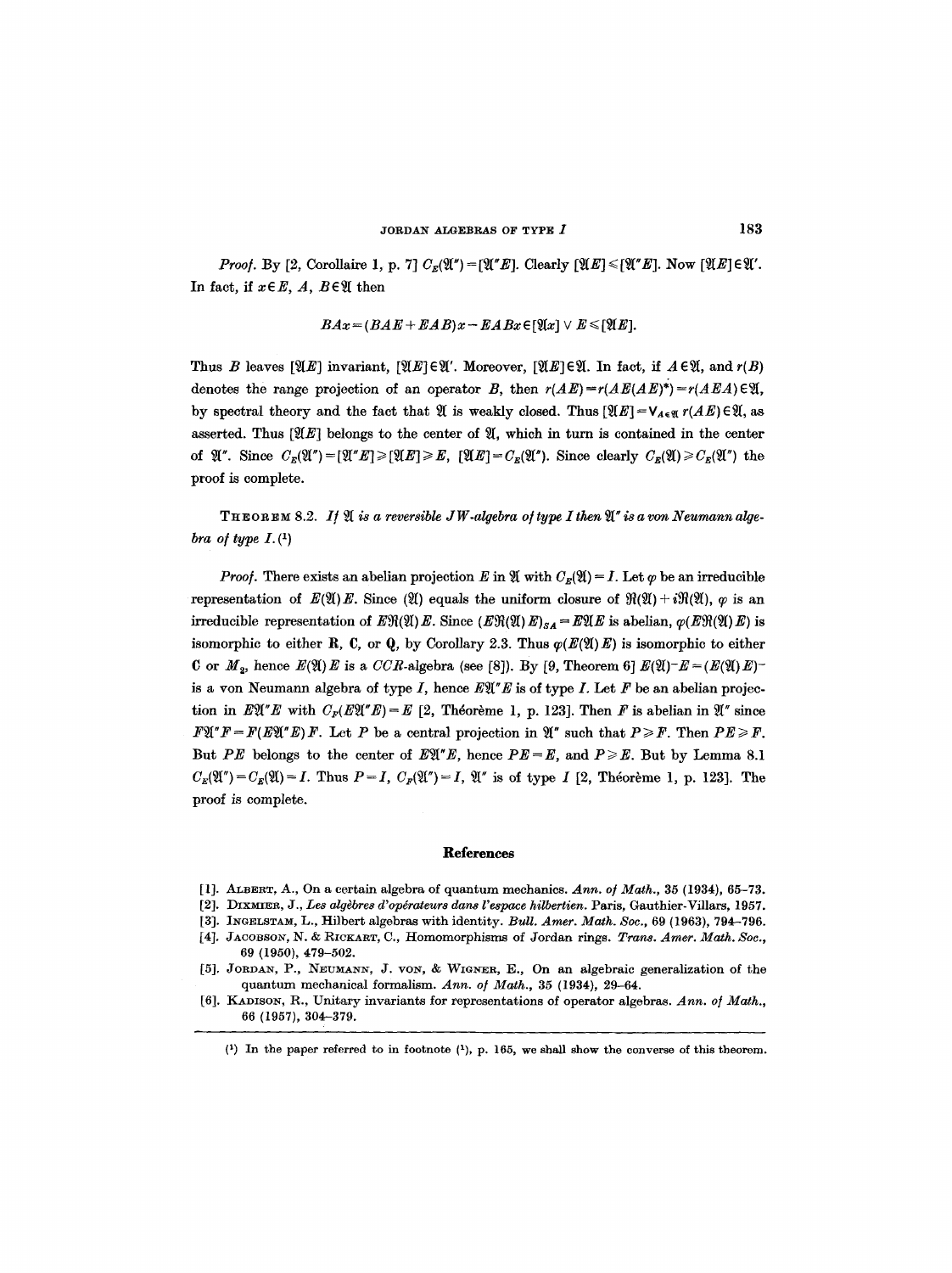*Proof.* By [2, Corollaire 1, p. 7] $C_E(\mathfrak{A}'') = [\mathfrak{A}''E]$. Clearly $[\mathfrak{A}E] \leqslant [\mathfrak{A}''E]$. Now $[\mathfrak{A}E] \in \mathfrak{A}'$. In fact, if $x \in E$, $A$, $B \in \mathfrak{A}$ then

$$BAx = (BAE + EAB)x - EABx \in [\mathfrak{A}x] \vee E \leqslant [\mathfrak{A}E].$$

Thus $B$ leaves $[\mathfrak{A}E]$ invariant, $[\mathfrak{A}E] \in \mathfrak{A}'$. Moreover, $[\mathfrak{A}E] \in \mathfrak{A}$. In fact, if $A \in \mathfrak{A}$, and $r(B)$ denotes the range projection of an operator $B$, then $r(AE) = r(AE(AE)^*) = r(AEA) \in \mathfrak{A}$, by spectral theory and the fact that $\mathfrak{A}$ is weakly closed. Thus $[\mathfrak{A}E] = \vee_{A \in \mathfrak{A}} r(AE) \in \mathfrak{A}$, as asserted. Thus $[\mathfrak{A}E]$ belongs to the center of $\mathfrak{A}$, which in turn is contained in the center of $\mathfrak{A}''$. Since $C_E(\mathfrak{A}'') = [\mathfrak{A}''E] \geqslant [\mathfrak{A}E] \geqslant E$, $[\mathfrak{A}E] = C_E(\mathfrak{A}'')$. Since clearly $C_E(\mathfrak{A}) \geqslant C_E(\mathfrak{A}'')$ the proof is complete.

THEOREM 8.2. *If $\mathfrak{A}$ is a reversible JW-algebra of type I then $\mathfrak{A}''$ is a von Neumann algebra of type I.* (1)

*Proof.* There exists an abelian projection $E$ in $\mathfrak{A}$ with $C_E(\mathfrak{A}) = I$. Let $\varphi$ be an irreducible representation of $E(\mathfrak{A})E$. Since $(\mathfrak{A})$ equals the uniform closure of $\mathfrak{R}(\mathfrak{A}) + i\mathfrak{R}(\mathfrak{A})$, $\varphi$ is an irreducible representation of $E\mathfrak{R}(\mathfrak{A})E$. Since $(E\mathfrak{R}(\mathfrak{A})E)_{SA} = E\mathfrak{A}E$ is abelian, $\varphi(E\mathfrak{R}(\mathfrak{A})E)$ is isomorphic to either $\mathbf{R}$, $\mathbf{C}$, or $\mathbf{Q}$, by Corollary 2.3. Thus $\varphi(E(\mathfrak{A})E)$ is isomorphic to either $\mathbf{C}$ or $M_2$, hence $E(\mathfrak{A})E$ is a $CCR$-algebra (see [8]). By [9, Theorem 6] $E(\mathfrak{A})^- E = (E(\mathfrak{A})E)^-$ is a von Neumann algebra of type $I$, hence $E\mathfrak{A}''E$ is of type $I$. Let $F$ be an abelian projection in $E\mathfrak{A}''E$ with $C_F(E\mathfrak{A}''E) = E$ [2, Théorème 1, p. 123]. Then $F$ is abelian in $\mathfrak{A}''$ since $F\mathfrak{A}''F = F(E\mathfrak{A}''E)F$. Let $P$ be a central projection in $\mathfrak{A}''$ such that $P \geqslant F$. Then $PE \geqslant F$. But $PE$ belongs to the center of $E\mathfrak{A}''E$, hence $PE = E$, and $P \geqslant E$. But by Lemma 8.1 $C_E(\mathfrak{A}'') = C_E(\mathfrak{A}) = I$. Thus $P = I$, $C_F(\mathfrak{A}'') = I$, $\mathfrak{A}''$ is of type $I$ [2, Théorème 1, p. 123]. The proof is complete.

## References

[1]. ALBERT, A., On a certain algebra of quantum mechanics. *Ann. of Math.*, 35 (1934), 65–73.

[2]. DIXMIER, J., *Les algèbres d'opérateurs dans l'espace hilbertien*. Paris, Gauthier-Villars, 1957.

[3]. INGELSTAM, L., Hilbert algebras with identity. *Bull. Amer. Math. Soc.*, 69 (1963), 794–796.

[4]. JACOBSON, N. & RICKART, C., Homomorphisms of Jordan rings. *Trans. Amer. Math. Soc.*, 69 (1950), 479–502.

[5]. JORDAN, P., NEUMANN, J. VON, & WIGNER, E., On an algebraic generalization of the quantum mechanical formalism. *Ann. of Math.*, 35 (1934), 29–64.

[6]. KADISON, R., Unitary invariants for representations of operator algebras. *Ann. of Math.*, 66 (1957), 304–379.

(1) In the paper referred to in footnote (1), p. 165, we shall show the converse of this theorem.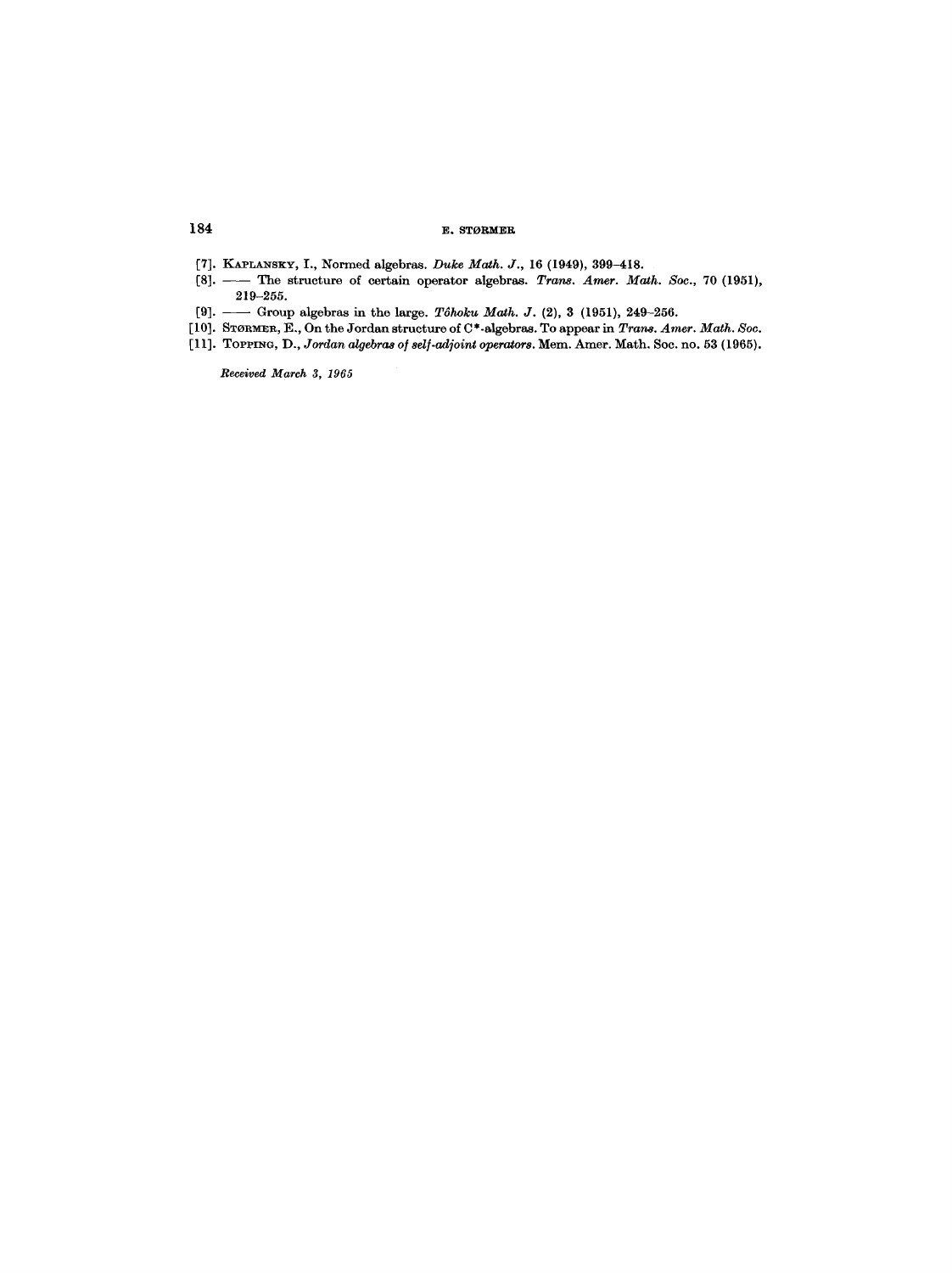[7]. Kaplansky, I., Normed algebras. *Duke Math. J.*, 16 (1949), 399–418.

[8]. —— The structure of certain operator algebras. *Trans. Amer. Math. Soc.*, 70 (1951), 219–255.

[9]. —— Group algebras in the large. *Tôhoku Math. J.* (2), 3 (1951), 249–256.

[10]. Størmer, E., On the Jordan structure of C*-algebras. To appear in *Trans. Amer. Math. Soc.*

[11]. Topping, D., *Jordan algebras of self-adjoint operators*. Mem. Amer. Math. Soc. no. 53 (1965).

*Received March 3, 1965*